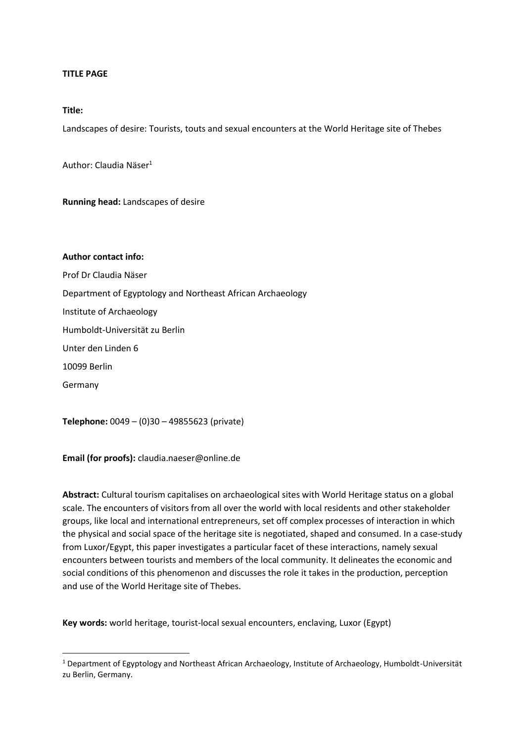**TITLE PAGE**

**Title:**

Landscapes of desire: Tourists, touts and sexual encounters at the World Heritage site of Thebes

Author: Claudia Näser[1]

**Running head:** Landscapes of desire

**Author contact info:**

Prof Dr Claudia Näser

Department of Egyptology and Northeast African Archaeology

Institute of Archaeology

Humboldt-Universität zu Berlin

Unter den Linden 6

10099 Berlin

Germany

**Telephone:** 0049 – (0)30 – 49855623 (private)

**Email (for proofs):** claudia.naeser@online.de

**Abstract:** Cultural tourism capitalises on archaeological sites with World Heritage status on a global scale. The encounters of visitors from all over the world with local residents and other stakeholder groups, like local and international entrepreneurs, set off complex processes of interaction in which the physical and social space of the heritage site is negotiated, shaped and consumed. In a case-study from Luxor/Egypt, this paper investigates a particular facet of these interactions, namely sexual encounters between tourists and members of the local community. It delineates the economic and social conditions of this phenomenon and discusses the role it takes in the production, perception and use of the World Heritage site of Thebes.

**Key words:** world heritage, tourist-local sexual encounters, enclaving, Luxor (Egypt)

[1] Department of Egyptology and Northeast African Archaeology, Institute of Archaeology, Humboldt-Universität zu Berlin, Germany.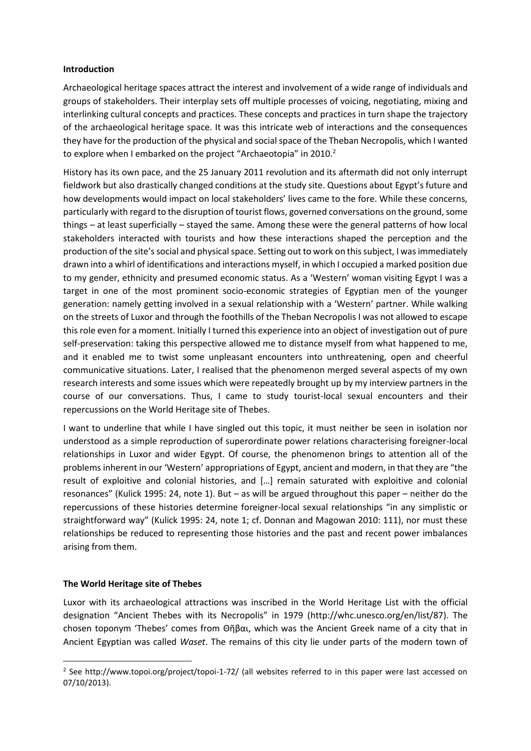**Introduction**

Archaeological heritage spaces attract the interest and involvement of a wide range of individuals and groups of stakeholders. Their interplay sets off multiple processes of voicing, negotiating, mixing and interlinking cultural concepts and practices. These concepts and practices in turn shape the trajectory of the archaeological heritage space. It was this intricate web of interactions and the consequences they have for the production of the physical and social space of the Theban Necropolis, which I wanted to explore when I embarked on the project "Archaeotopia" in 2010.[2]

History has its own pace, and the 25 January 2011 revolution and its aftermath did not only interrupt fieldwork but also drastically changed conditions at the study site. Questions about Egypt's future and how developments would impact on local stakeholders' lives came to the fore. While these concerns, particularly with regard to the disruption of tourist flows, governed conversations on the ground, some things – at least superficially – stayed the same. Among these were the general patterns of how local stakeholders interacted with tourists and how these interactions shaped the perception and the production of the site's social and physical space. Setting out to work on this subject, I was immediately drawn into a whirl of identifications and interactions myself, in which I occupied a marked position due to my gender, ethnicity and presumed economic status. As a 'Western' woman visiting Egypt I was a target in one of the most prominent socio-economic strategies of Egyptian men of the younger generation: namely getting involved in a sexual relationship with a 'Western' partner. While walking on the streets of Luxor and through the foothills of the Theban Necropolis I was not allowed to escape this role even for a moment. Initially I turned this experience into an object of investigation out of pure self-preservation: taking this perspective allowed me to distance myself from what happened to me, and it enabled me to twist some unpleasant encounters into unthreatening, open and cheerful communicative situations. Later, I realised that the phenomenon merged several aspects of my own research interests and some issues which were repeatedly brought up by my interview partners in the course of our conversations. Thus, I came to study tourist-local sexual encounters and their repercussions on the World Heritage site of Thebes.

I want to underline that while I have singled out this topic, it must neither be seen in isolation nor understood as a simple reproduction of superordinate power relations characterising foreigner-local relationships in Luxor and wider Egypt. Of course, the phenomenon brings to attention all of the problems inherent in our 'Western' appropriations of Egypt, ancient and modern, in that they are "the result of exploitive and colonial histories, and […] remain saturated with exploitive and colonial resonances" (Kulick 1995: 24, note 1). But – as will be argued throughout this paper – neither do the repercussions of these histories determine foreigner-local sexual relationships "in any simplistic or straightforward way" (Kulick 1995: 24, note 1; cf. Donnan and Magowan 2010: 111), nor must these relationships be reduced to representing those histories and the past and recent power imbalances arising from them.

**The World Heritage site of Thebes**

Luxor with its archaeological attractions was inscribed in the World Heritage List with the official designation "Ancient Thebes with its Necropolis" in 1979 (http://whc.unesco.org/en/list/87). The chosen toponym 'Thebes' comes from Θῆβαι, which was the Ancient Greek name of a city that in Ancient Egyptian was called *Waset*. The remains of this city lie under parts of the modern town of

[2] See http://www.topoi.org/project/topoi-1-72/ (all websites referred to in this paper were last accessed on 07/10/2013).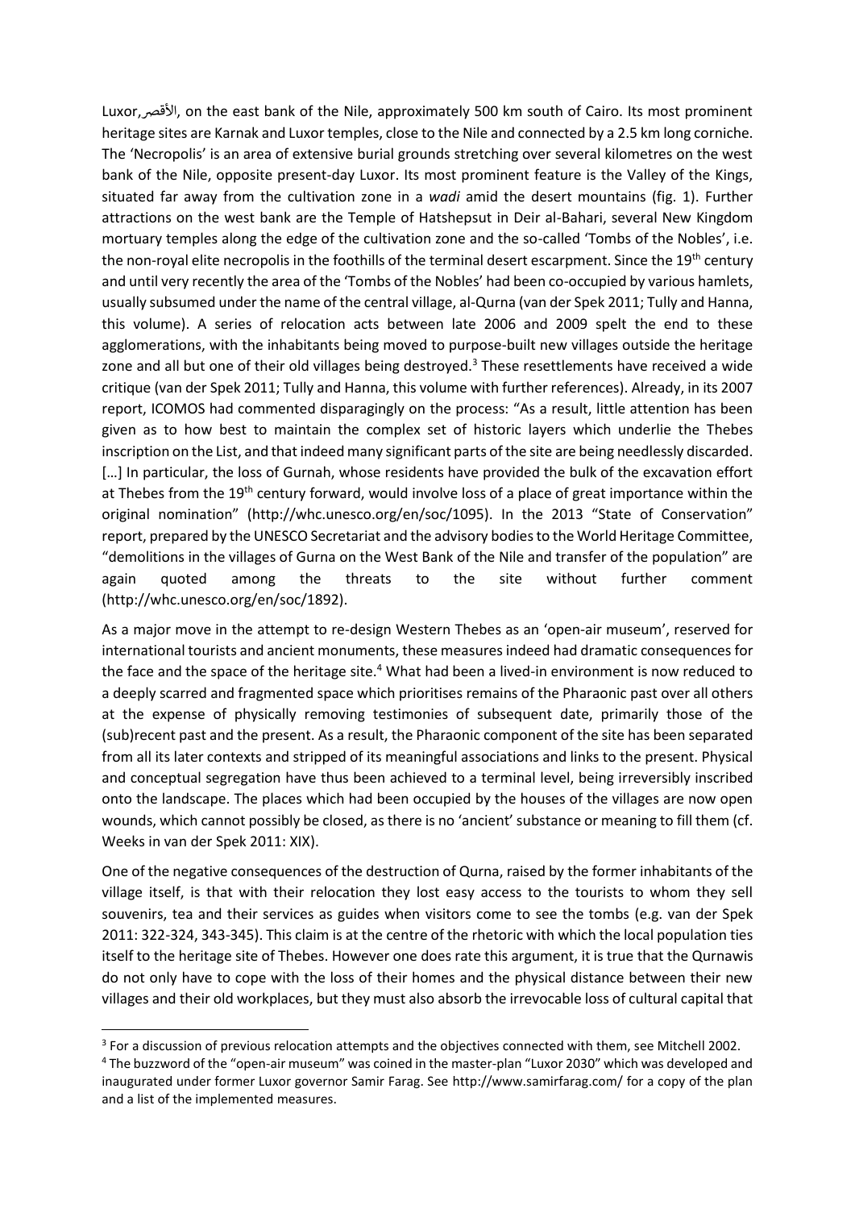Luxor, الأقصر, on the east bank of the Nile, approximately 500 km south of Cairo. Its most prominent heritage sites are Karnak and Luxor temples, close to the Nile and connected by a 2.5 km long corniche. The 'Necropolis' is an area of extensive burial grounds stretching over several kilometres on the west bank of the Nile, opposite present-day Luxor. Its most prominent feature is the Valley of the Kings, situated far away from the cultivation zone in a *wadi* amid the desert mountains (fig. 1). Further attractions on the west bank are the Temple of Hatshepsut in Deir al-Bahari, several New Kingdom mortuary temples along the edge of the cultivation zone and the so-called 'Tombs of the Nobles', i.e. the non-royal elite necropolis in the foothills of the terminal desert escarpment. Since the 19th century and until very recently the area of the 'Tombs of the Nobles' had been co-occupied by various hamlets, usually subsumed under the name of the central village, al-Qurna (van der Spek 2011; Tully and Hanna, this volume). A series of relocation acts between late 2006 and 2009 spelt the end to these agglomerations, with the inhabitants being moved to purpose-built new villages outside the heritage zone and all but one of their old villages being destroyed.[3] These resettlements have received a wide critique (van der Spek 2011; Tully and Hanna, this volume with further references). Already, in its 2007 report, ICOMOS had commented disparagingly on the process: "As a result, little attention has been given as to how best to maintain the complex set of historic layers which underlie the Thebes inscription on the List, and that indeed many significant parts of the site are being needlessly discarded. […] In particular, the loss of Gurnah, whose residents have provided the bulk of the excavation effort at Thebes from the 19th century forward, would involve loss of a place of great importance within the original nomination" (http://whc.unesco.org/en/soc/1095). In the 2013 "State of Conservation" report, prepared by the UNESCO Secretariat and the advisory bodies to the World Heritage Committee, "demolitions in the villages of Gurna on the West Bank of the Nile and transfer of the population" are again quoted among the threats to the site without further comment (http://whc.unesco.org/en/soc/1892).

As a major move in the attempt to re-design Western Thebes as an 'open-air museum', reserved for international tourists and ancient monuments, these measures indeed had dramatic consequences for the face and the space of the heritage site.[4] What had been a lived-in environment is now reduced to a deeply scarred and fragmented space which prioritises remains of the Pharaonic past over all others at the expense of physically removing testimonies of subsequent date, primarily those of the (sub)recent past and the present. As a result, the Pharaonic component of the site has been separated from all its later contexts and stripped of its meaningful associations and links to the present. Physical and conceptual segregation have thus been achieved to a terminal level, being irreversibly inscribed onto the landscape. The places which had been occupied by the houses of the villages are now open wounds, which cannot possibly be closed, as there is no 'ancient' substance or meaning to fill them (cf. Weeks in van der Spek 2011: XIX).

One of the negative consequences of the destruction of Qurna, raised by the former inhabitants of the village itself, is that with their relocation they lost easy access to the tourists to whom they sell souvenirs, tea and their services as guides when visitors come to see the tombs (e.g. van der Spek 2011: 322-324, 343-345). This claim is at the centre of the rhetoric with which the local population ties itself to the heritage site of Thebes. However one does rate this argument, it is true that the Qurnawis do not only have to cope with the loss of their homes and the physical distance between their new villages and their old workplaces, but they must also absorb the irrevocable loss of cultural capital that

[3] For a discussion of previous relocation attempts and the objectives connected with them, see Mitchell 2002.

[4] The buzzword of the "open-air museum" was coined in the master-plan "Luxor 2030" which was developed and inaugurated under former Luxor governor Samir Farag. See http://www.samirfarag.com/ for a copy of the plan and a list of the implemented measures.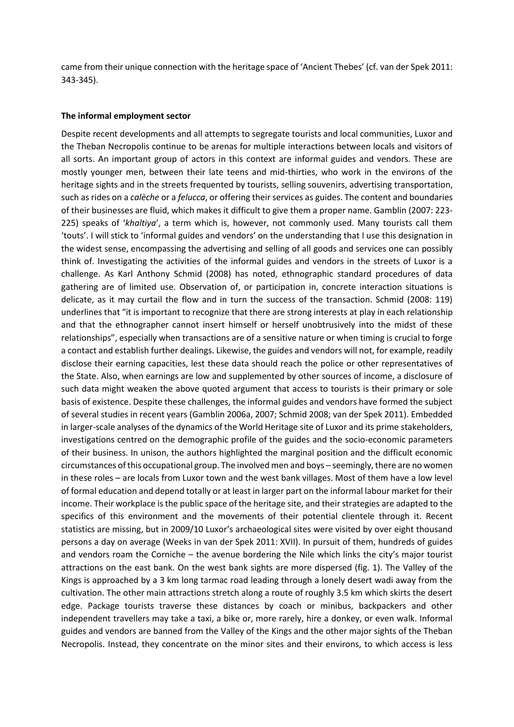came from their unique connection with the heritage space of 'Ancient Thebes' (cf. van der Spek 2011: 343-345).

**The informal employment sector**

Despite recent developments and all attempts to segregate tourists and local communities, Luxor and the Theban Necropolis continue to be arenas for multiple interactions between locals and visitors of all sorts. An important group of actors in this context are informal guides and vendors. These are mostly younger men, between their late teens and mid-thirties, who work in the environs of the heritage sights and in the streets frequented by tourists, selling souvenirs, advertising transportation, such as rides on a *calèche* or a *felucca*, or offering their services as guides. The content and boundaries of their businesses are fluid, which makes it difficult to give them a proper name. Gamblin (2007: 223-225) speaks of '*khaltiya*', a term which is, however, not commonly used. Many tourists call them 'touts'. I will stick to 'informal guides and vendors' on the understanding that I use this designation in the widest sense, encompassing the advertising and selling of all goods and services one can possibly think of. Investigating the activities of the informal guides and vendors in the streets of Luxor is a challenge. As Karl Anthony Schmid (2008) has noted, ethnographic standard procedures of data gathering are of limited use. Observation of, or participation in, concrete interaction situations is delicate, as it may curtail the flow and in turn the success of the transaction. Schmid (2008: 119) underlines that "it is important to recognize that there are strong interests at play in each relationship and that the ethnographer cannot insert himself or herself unobtrusively into the midst of these relationships", especially when transactions are of a sensitive nature or when timing is crucial to forge a contact and establish further dealings. Likewise, the guides and vendors will not, for example, readily disclose their earning capacities, lest these data should reach the police or other representatives of the State. Also, when earnings are low and supplemented by other sources of income, a disclosure of such data might weaken the above quoted argument that access to tourists is their primary or sole basis of existence. Despite these challenges, the informal guides and vendors have formed the subject of several studies in recent years (Gamblin 2006a, 2007; Schmid 2008; van der Spek 2011). Embedded in larger-scale analyses of the dynamics of the World Heritage site of Luxor and its prime stakeholders, investigations centred on the demographic profile of the guides and the socio-economic parameters of their business. In unison, the authors highlighted the marginal position and the difficult economic circumstances of this occupational group. The involved men and boys – seemingly, there are no women in these roles – are locals from Luxor town and the west bank villages. Most of them have a low level of formal education and depend totally or at least in larger part on the informal labour market for their income. Their workplace is the public space of the heritage site, and their strategies are adapted to the specifics of this environment and the movements of their potential clientele through it. Recent statistics are missing, but in 2009/10 Luxor's archaeological sites were visited by over eight thousand persons a day on average (Weeks in van der Spek 2011: XVII). In pursuit of them, hundreds of guides and vendors roam the Corniche – the avenue bordering the Nile which links the city's major tourist attractions on the east bank. On the west bank sights are more dispersed (fig. 1). The Valley of the Kings is approached by a 3 km long tarmac road leading through a lonely desert wadi away from the cultivation. The other main attractions stretch along a route of roughly 3.5 km which skirts the desert edge. Package tourists traverse these distances by coach or minibus, backpackers and other independent travellers may take a taxi, a bike or, more rarely, hire a donkey, or even walk. Informal guides and vendors are banned from the Valley of the Kings and the other major sights of the Theban Necropolis. Instead, they concentrate on the minor sites and their environs, to which access is less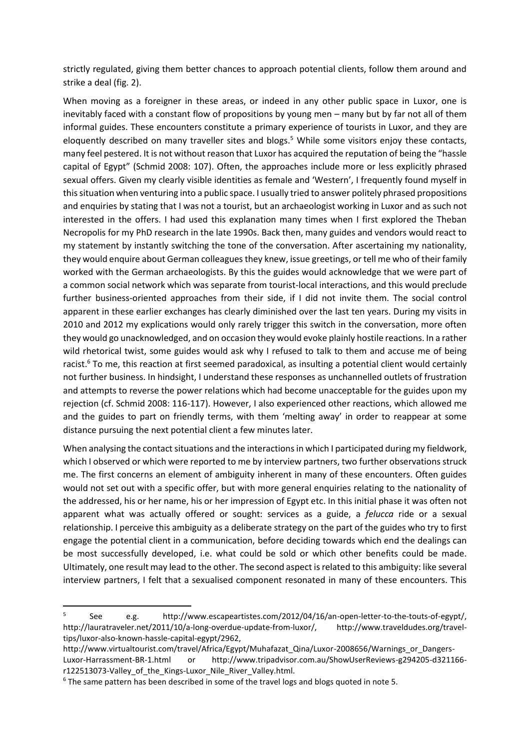strictly regulated, giving them better chances to approach potential clients, follow them around and strike a deal (fig. 2).

When moving as a foreigner in these areas, or indeed in any other public space in Luxor, one is inevitably faced with a constant flow of propositions by young men – many but by far not all of them informal guides. These encounters constitute a primary experience of tourists in Luxor, and they are eloquently described on many traveller sites and blogs.[5] While some visitors enjoy these contacts, many feel pestered. It is not without reason that Luxor has acquired the reputation of being the "hassle capital of Egypt" (Schmid 2008: 107). Often, the approaches include more or less explicitly phrased sexual offers. Given my clearly visible identities as female and 'Western', I frequently found myself in this situation when venturing into a public space. I usually tried to answer politely phrased propositions and enquiries by stating that I was not a tourist, but an archaeologist working in Luxor and as such not interested in the offers. I had used this explanation many times when I first explored the Theban Necropolis for my PhD research in the late 1990s. Back then, many guides and vendors would react to my statement by instantly switching the tone of the conversation. After ascertaining my nationality, they would enquire about German colleagues they knew, issue greetings, or tell me who of their family worked with the German archaeologists. By this the guides would acknowledge that we were part of a common social network which was separate from tourist-local interactions, and this would preclude further business-oriented approaches from their side, if I did not invite them. The social control apparent in these earlier exchanges has clearly diminished over the last ten years. During my visits in 2010 and 2012 my explications would only rarely trigger this switch in the conversation, more often they would go unacknowledged, and on occasion they would evoke plainly hostile reactions. In a rather wild rhetorical twist, some guides would ask why I refused to talk to them and accuse me of being racist.[6] To me, this reaction at first seemed paradoxical, as insulting a potential client would certainly not further business. In hindsight, I understand these responses as unchannelled outlets of frustration and attempts to reverse the power relations which had become unacceptable for the guides upon my rejection (cf. Schmid 2008: 116-117). However, I also experienced other reactions, which allowed me and the guides to part on friendly terms, with them 'melting away' in order to reappear at some distance pursuing the next potential client a few minutes later.

When analysing the contact situations and the interactions in which I participated during my fieldwork, which I observed or which were reported to me by interview partners, two further observations struck me. The first concerns an element of ambiguity inherent in many of these encounters. Often guides would not set out with a specific offer, but with more general enquiries relating to the nationality of the addressed, his or her name, his or her impression of Egypt etc. In this initial phase it was often not apparent what was actually offered or sought: services as a guide, a *felucca* ride or a sexual relationship. I perceive this ambiguity as a deliberate strategy on the part of the guides who try to first engage the potential client in a communication, before deciding towards which end the dealings can be most successfully developed, i.e. what could be sold or which other benefits could be made. Ultimately, one result may lead to the other. The second aspect is related to this ambiguity: like several interview partners, I felt that a sexualised component resonated in many of these encounters. This

[5] See e.g. http://www.escapeartistes.com/2012/04/16/an-open-letter-to-the-touts-of-egypt/, http://lauratraveler.net/2011/10/a-long-overdue-update-from-luxor/, http://www.traveldudes.org/travel-tips/luxor-also-known-hassle-capital-egypt/2962, http://www.virtualtourist.com/travel/Africa/Egypt/Muhafazat_Qina/Luxor-2008656/Warnings_or_Dangers-Luxor-Harrassment-BR-1.html or http://www.tripadvisor.com.au/ShowUserReviews-g294205-d321166-r122513073-Valley_of_the_Kings-Luxor_Nile_River_Valley.html.

[6] The same pattern has been described in some of the travel logs and blogs quoted in note 5.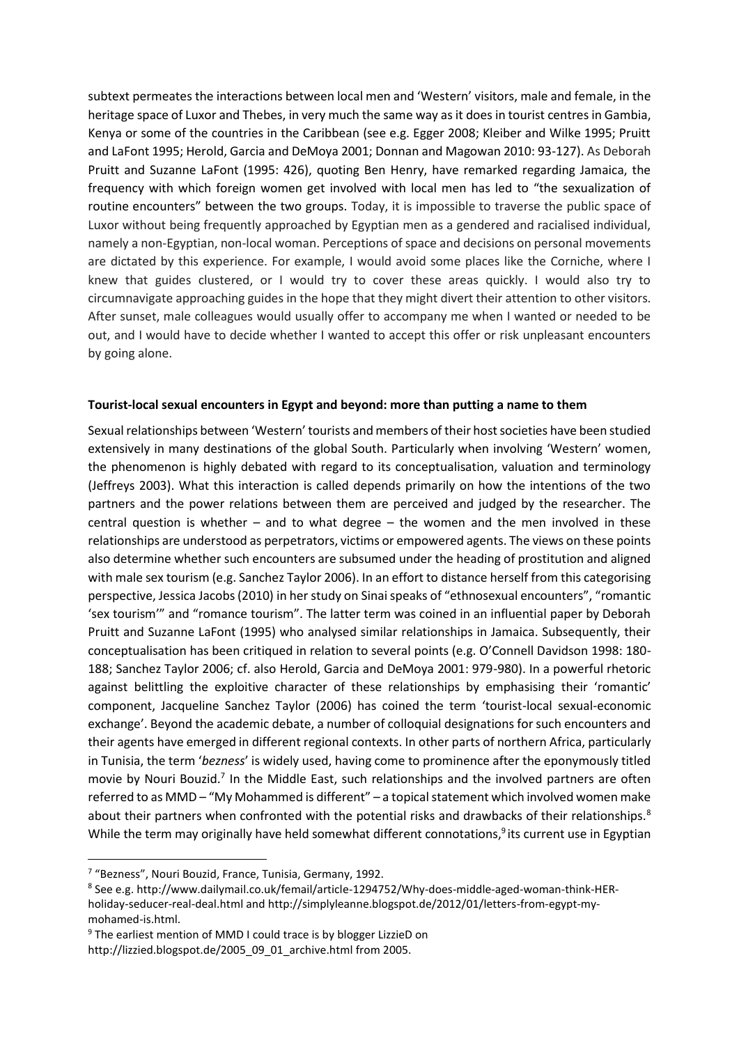subtext permeates the interactions between local men and 'Western' visitors, male and female, in the heritage space of Luxor and Thebes, in very much the same way as it does in tourist centres in Gambia, Kenya or some of the countries in the Caribbean (see e.g. Egger 2008; Kleiber and Wilke 1995; Pruitt and LaFont 1995; Herold, Garcia and DeMoya 2001; Donnan and Magowan 2010: 93-127). As Deborah Pruitt and Suzanne LaFont (1995: 426), quoting Ben Henry, have remarked regarding Jamaica, the frequency with which foreign women get involved with local men has led to "the sexualization of routine encounters" between the two groups. Today, it is impossible to traverse the public space of Luxor without being frequently approached by Egyptian men as a gendered and racialised individual, namely a non-Egyptian, non-local woman. Perceptions of space and decisions on personal movements are dictated by this experience. For example, I would avoid some places like the Corniche, where I knew that guides clustered, or I would try to cover these areas quickly. I would also try to circumnavigate approaching guides in the hope that they might divert their attention to other visitors. After sunset, male colleagues would usually offer to accompany me when I wanted or needed to be out, and I would have to decide whether I wanted to accept this offer or risk unpleasant encounters by going alone.

## Tourist-local sexual encounters in Egypt and beyond: more than putting a name to them

Sexual relationships between 'Western' tourists and members of their host societies have been studied extensively in many destinations of the global South. Particularly when involving 'Western' women, the phenomenon is highly debated with regard to its conceptualisation, valuation and terminology (Jeffreys 2003). What this interaction is called depends primarily on how the intentions of the two partners and the power relations between them are perceived and judged by the researcher. The central question is whether – and to what degree – the women and the men involved in these relationships are understood as perpetrators, victims or empowered agents. The views on these points also determine whether such encounters are subsumed under the heading of prostitution and aligned with male sex tourism (e.g. Sanchez Taylor 2006). In an effort to distance herself from this categorising perspective, Jessica Jacobs (2010) in her study on Sinai speaks of "ethnosexual encounters", "romantic 'sex tourism'" and "romance tourism". The latter term was coined in an influential paper by Deborah Pruitt and Suzanne LaFont (1995) who analysed similar relationships in Jamaica. Subsequently, their conceptualisation has been critiqued in relation to several points (e.g. O'Connell Davidson 1998: 180-188; Sanchez Taylor 2006; cf. also Herold, Garcia and DeMoya 2001: 979-980). In a powerful rhetoric against belittling the exploitive character of these relationships by emphasising their 'romantic' component, Jacqueline Sanchez Taylor (2006) has coined the term 'tourist-local sexual-economic exchange'. Beyond the academic debate, a number of colloquial designations for such encounters and their agents have emerged in different regional contexts. In other parts of northern Africa, particularly in Tunisia, the term '*bezness*' is widely used, having come to prominence after the eponymously titled movie by Nouri Bouzid.[7] In the Middle East, such relationships and the involved partners are often referred to as MMD – "My Mohammed is different" – a topical statement which involved women make about their partners when confronted with the potential risks and drawbacks of their relationships.[8] While the term may originally have held somewhat different connotations,[9] its current use in Egyptian

[7] "Bezness", Nouri Bouzid, France, Tunisia, Germany, 1992.

[8] See e.g. http://www.dailymail.co.uk/femail/article-1294752/Why-does-middle-aged-woman-think-HER-holiday-seducer-real-deal.html and http://simplyleanne.blogspot.de/2012/01/letters-from-egypt-my-mohamed-is.html.

[9] The earliest mention of MMD I could trace is by blogger LizzieD on http://lizzied.blogspot.de/2005_09_01_archive.html from 2005.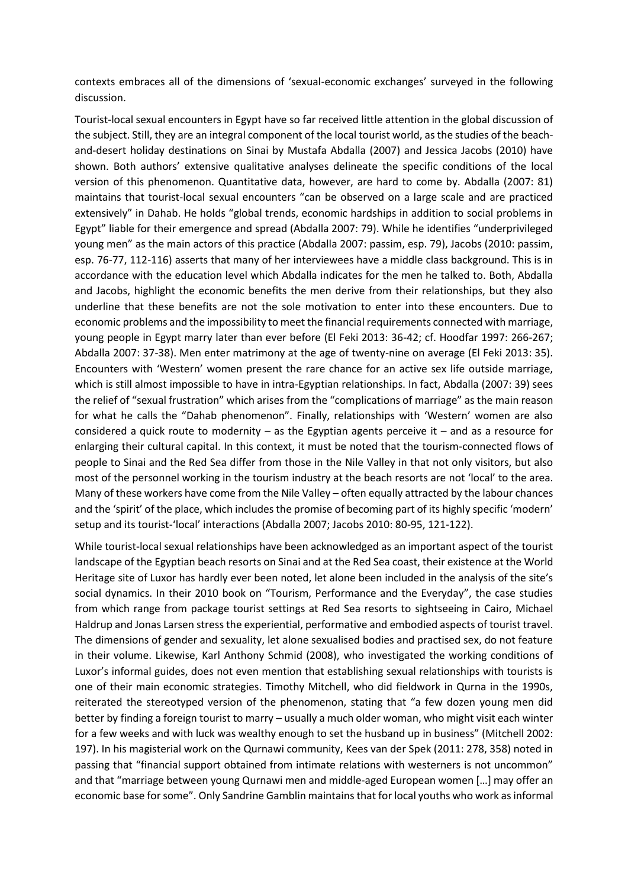contexts embraces all of the dimensions of 'sexual-economic exchanges' surveyed in the following discussion.

Tourist-local sexual encounters in Egypt have so far received little attention in the global discussion of the subject. Still, they are an integral component of the local tourist world, as the studies of the beach-and-desert holiday destinations on Sinai by Mustafa Abdalla (2007) and Jessica Jacobs (2010) have shown. Both authors' extensive qualitative analyses delineate the specific conditions of the local version of this phenomenon. Quantitative data, however, are hard to come by. Abdalla (2007: 81) maintains that tourist-local sexual encounters "can be observed on a large scale and are practiced extensively" in Dahab. He holds "global trends, economic hardships in addition to social problems in Egypt" liable for their emergence and spread (Abdalla 2007: 79). While he identifies "underprivileged young men" as the main actors of this practice (Abdalla 2007: passim, esp. 79), Jacobs (2010: passim, esp. 76-77, 112-116) asserts that many of her interviewees have a middle class background. This is in accordance with the education level which Abdalla indicates for the men he talked to. Both, Abdalla and Jacobs, highlight the economic benefits the men derive from their relationships, but they also underline that these benefits are not the sole motivation to enter into these encounters. Due to economic problems and the impossibility to meet the financial requirements connected with marriage, young people in Egypt marry later than ever before (El Feki 2013: 36-42; cf. Hoodfar 1997: 266-267; Abdalla 2007: 37-38). Men enter matrimony at the age of twenty-nine on average (El Feki 2013: 35). Encounters with 'Western' women present the rare chance for an active sex life outside marriage, which is still almost impossible to have in intra-Egyptian relationships. In fact, Abdalla (2007: 39) sees the relief of "sexual frustration" which arises from the "complications of marriage" as the main reason for what he calls the "Dahab phenomenon". Finally, relationships with 'Western' women are also considered a quick route to modernity – as the Egyptian agents perceive it – and as a resource for enlarging their cultural capital. In this context, it must be noted that the tourism-connected flows of people to Sinai and the Red Sea differ from those in the Nile Valley in that not only visitors, but also most of the personnel working in the tourism industry at the beach resorts are not 'local' to the area. Many of these workers have come from the Nile Valley – often equally attracted by the labour chances and the 'spirit' of the place, which includes the promise of becoming part of its highly specific 'modern' setup and its tourist-'local' interactions (Abdalla 2007; Jacobs 2010: 80-95, 121-122).

While tourist-local sexual relationships have been acknowledged as an important aspect of the tourist landscape of the Egyptian beach resorts on Sinai and at the Red Sea coast, their existence at the World Heritage site of Luxor has hardly ever been noted, let alone been included in the analysis of the site's social dynamics. In their 2010 book on "Tourism, Performance and the Everyday", the case studies from which range from package tourist settings at Red Sea resorts to sightseeing in Cairo, Michael Haldrup and Jonas Larsen stress the experiential, performative and embodied aspects of tourist travel. The dimensions of gender and sexuality, let alone sexualised bodies and practised sex, do not feature in their volume. Likewise, Karl Anthony Schmid (2008), who investigated the working conditions of Luxor's informal guides, does not even mention that establishing sexual relationships with tourists is one of their main economic strategies. Timothy Mitchell, who did fieldwork in Qurna in the 1990s, reiterated the stereotyped version of the phenomenon, stating that "a few dozen young men did better by finding a foreign tourist to marry – usually a much older woman, who might visit each winter for a few weeks and with luck was wealthy enough to set the husband up in business" (Mitchell 2002: 197). In his magisterial work on the Qurnawi community, Kees van der Spek (2011: 278, 358) noted in passing that "financial support obtained from intimate relations with westerners is not uncommon" and that "marriage between young Qurnawi men and middle-aged European women […] may offer an economic base for some". Only Sandrine Gamblin maintains that for local youths who work as informal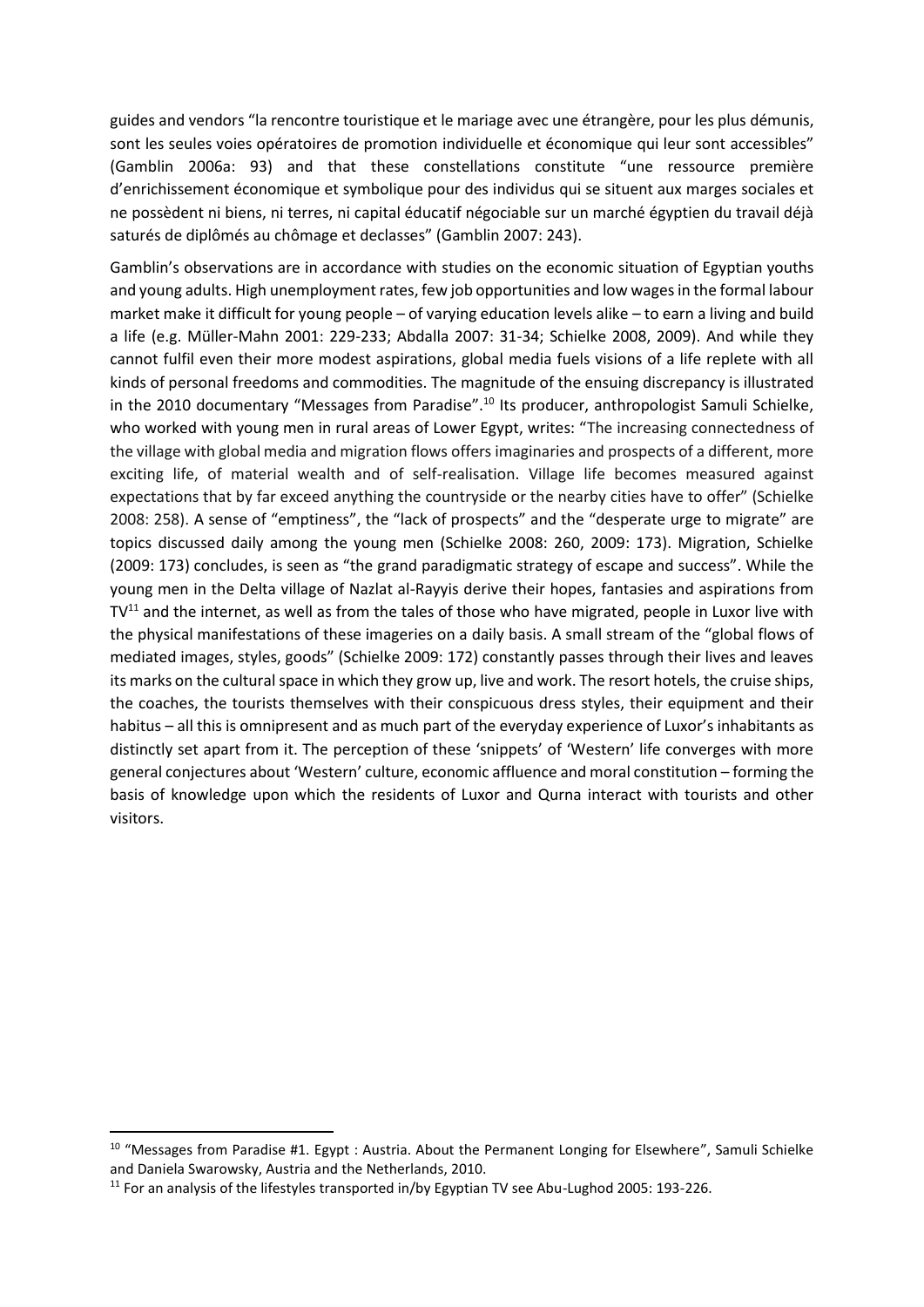guides and vendors "la rencontre touristique et le mariage avec une étrangère, pour les plus démunis, sont les seules voies opératoires de promotion individuelle et économique qui leur sont accessibles" (Gamblin 2006a: 93) and that these constellations constitute "une ressource première d'enrichissement économique et symbolique pour des individus qui se situent aux marges sociales et ne possèdent ni biens, ni terres, ni capital éducatif négociable sur un marché égyptien du travail déjà saturés de diplômés au chômage et declasses" (Gamblin 2007: 243).

Gamblin's observations are in accordance with studies on the economic situation of Egyptian youths and young adults. High unemployment rates, few job opportunities and low wages in the formal labour market make it difficult for young people – of varying education levels alike – to earn a living and build a life (e.g. Müller-Mahn 2001: 229-233; Abdalla 2007: 31-34; Schielke 2008, 2009). And while they cannot fulfil even their more modest aspirations, global media fuels visions of a life replete with all kinds of personal freedoms and commodities. The magnitude of the ensuing discrepancy is illustrated in the 2010 documentary "Messages from Paradise".[10] Its producer, anthropologist Samuli Schielke, who worked with young men in rural areas of Lower Egypt, writes: "The increasing connectedness of the village with global media and migration flows offers imaginaries and prospects of a different, more exciting life, of material wealth and of self-realisation. Village life becomes measured against expectations that by far exceed anything the countryside or the nearby cities have to offer" (Schielke 2008: 258). A sense of "emptiness", the "lack of prospects" and the "desperate urge to migrate" are topics discussed daily among the young men (Schielke 2008: 260, 2009: 173). Migration, Schielke (2009: 173) concludes, is seen as "the grand paradigmatic strategy of escape and success". While the young men in the Delta village of Nazlat al-Rayyis derive their hopes, fantasies and aspirations from TV[11] and the internet, as well as from the tales of those who have migrated, people in Luxor live with the physical manifestations of these imageries on a daily basis. A small stream of the "global flows of mediated images, styles, goods" (Schielke 2009: 172) constantly passes through their lives and leaves its marks on the cultural space in which they grow up, live and work. The resort hotels, the cruise ships, the coaches, the tourists themselves with their conspicuous dress styles, their equipment and their habitus – all this is omnipresent and as much part of the everyday experience of Luxor's inhabitants as distinctly set apart from it. The perception of these 'snippets' of 'Western' life converges with more general conjectures about 'Western' culture, economic affluence and moral constitution – forming the basis of knowledge upon which the residents of Luxor and Qurna interact with tourists and other visitors.

---

[10] "Messages from Paradise #1. Egypt : Austria. About the Permanent Longing for Elsewhere", Samuli Schielke and Daniela Swarowsky, Austria and the Netherlands, 2010.

[11] For an analysis of the lifestyles transported in/by Egyptian TV see Abu-Lughod 2005: 193-226.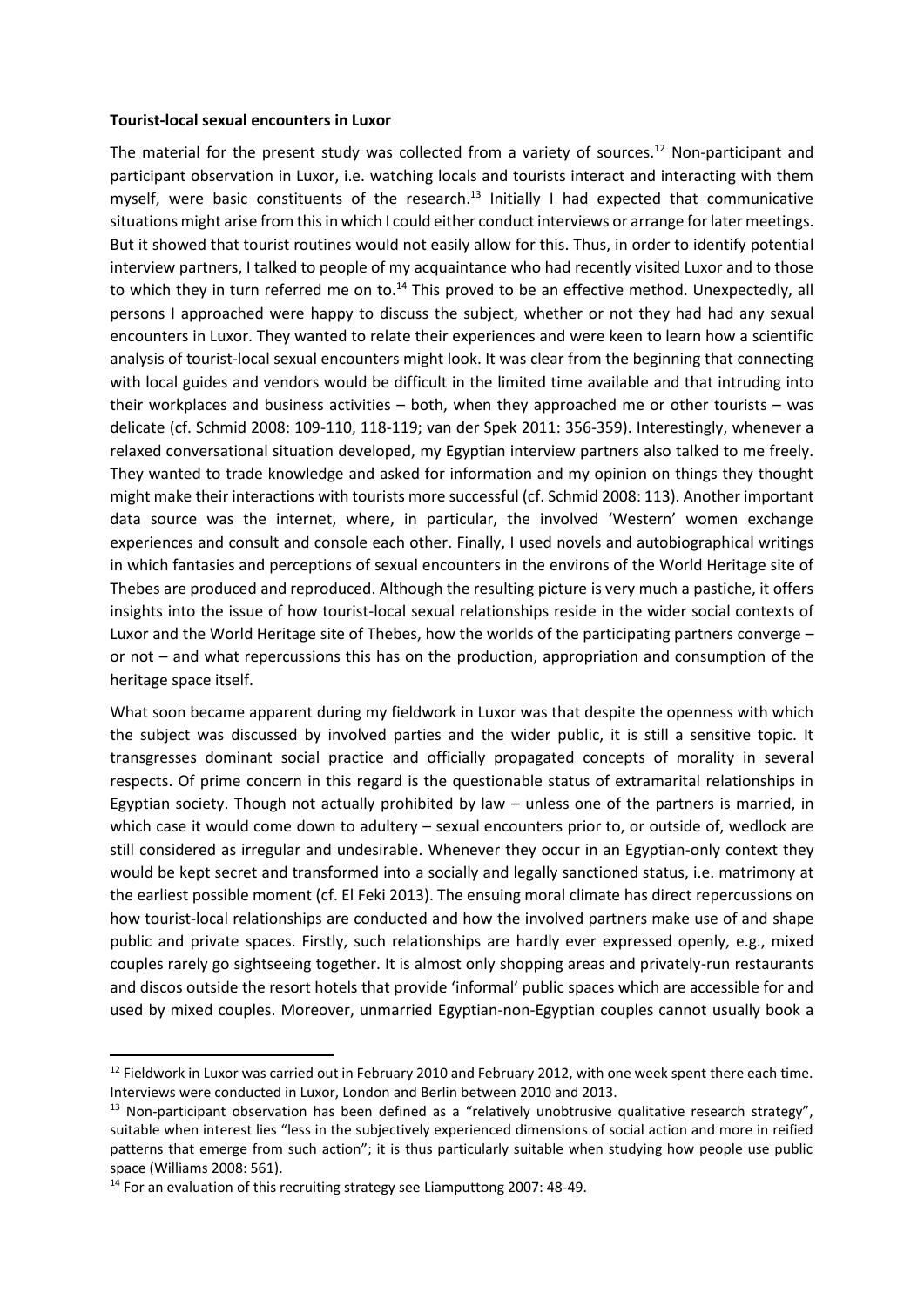**Tourist-local sexual encounters in Luxor**

The material for the present study was collected from a variety of sources.[12] Non-participant and participant observation in Luxor, i.e. watching locals and tourists interact and interacting with them myself, were basic constituents of the research.[13] Initially I had expected that communicative situations might arise from this in which I could either conduct interviews or arrange for later meetings. But it showed that tourist routines would not easily allow for this. Thus, in order to identify potential interview partners, I talked to people of my acquaintance who had recently visited Luxor and to those to which they in turn referred me on to.[14] This proved to be an effective method. Unexpectedly, all persons I approached were happy to discuss the subject, whether or not they had had any sexual encounters in Luxor. They wanted to relate their experiences and were keen to learn how a scientific analysis of tourist-local sexual encounters might look. It was clear from the beginning that connecting with local guides and vendors would be difficult in the limited time available and that intruding into their workplaces and business activities – both, when they approached me or other tourists – was delicate (cf. Schmid 2008: 109-110, 118-119; van der Spek 2011: 356-359). Interestingly, whenever a relaxed conversational situation developed, my Egyptian interview partners also talked to me freely. They wanted to trade knowledge and asked for information and my opinion on things they thought might make their interactions with tourists more successful (cf. Schmid 2008: 113). Another important data source was the internet, where, in particular, the involved 'Western' women exchange experiences and consult and console each other. Finally, I used novels and autobiographical writings in which fantasies and perceptions of sexual encounters in the environs of the World Heritage site of Thebes are produced and reproduced. Although the resulting picture is very much a pastiche, it offers insights into the issue of how tourist-local sexual relationships reside in the wider social contexts of Luxor and the World Heritage site of Thebes, how the worlds of the participating partners converge – or not – and what repercussions this has on the production, appropriation and consumption of the heritage space itself.

What soon became apparent during my fieldwork in Luxor was that despite the openness with which the subject was discussed by involved parties and the wider public, it is still a sensitive topic. It transgresses dominant social practice and officially propagated concepts of morality in several respects. Of prime concern in this regard is the questionable status of extramarital relationships in Egyptian society. Though not actually prohibited by law – unless one of the partners is married, in which case it would come down to adultery – sexual encounters prior to, or outside of, wedlock are still considered as irregular and undesirable. Whenever they occur in an Egyptian-only context they would be kept secret and transformed into a socially and legally sanctioned status, i.e. matrimony at the earliest possible moment (cf. El Feki 2013). The ensuing moral climate has direct repercussions on how tourist-local relationships are conducted and how the involved partners make use of and shape public and private spaces. Firstly, such relationships are hardly ever expressed openly, e.g., mixed couples rarely go sightseeing together. It is almost only shopping areas and privately-run restaurants and discos outside the resort hotels that provide 'informal' public spaces which are accessible for and used by mixed couples. Moreover, unmarried Egyptian-non-Egyptian couples cannot usually book a

---

[12] Fieldwork in Luxor was carried out in February 2010 and February 2012, with one week spent there each time. Interviews were conducted in Luxor, London and Berlin between 2010 and 2013.

[13] Non-participant observation has been defined as a "relatively unobtrusive qualitative research strategy", suitable when interest lies "less in the subjectively experienced dimensions of social action and more in reified patterns that emerge from such action"; it is thus particularly suitable when studying how people use public space (Williams 2008: 561).

[14] For an evaluation of this recruiting strategy see Liamputtong 2007: 48-49.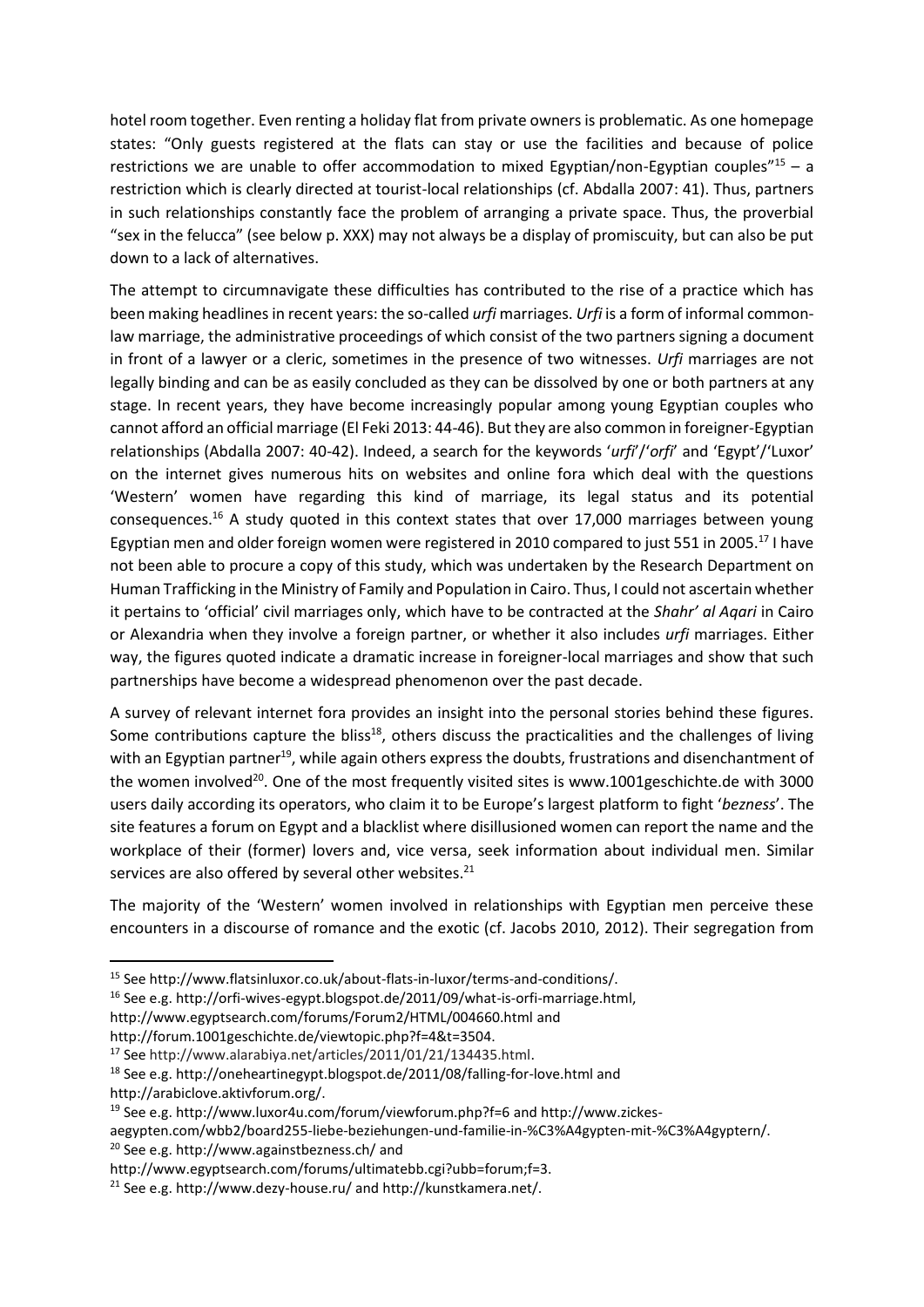hotel room together. Even renting a holiday flat from private owners is problematic. As one homepage states: "Only guests registered at the flats can stay or use the facilities and because of police restrictions we are unable to offer accommodation to mixed Egyptian/non-Egyptian couples"[15] – a restriction which is clearly directed at tourist-local relationships (cf. Abdalla 2007: 41). Thus, partners in such relationships constantly face the problem of arranging a private space. Thus, the proverbial "sex in the felucca" (see below p. XXX) may not always be a display of promiscuity, but can also be put down to a lack of alternatives.

The attempt to circumnavigate these difficulties has contributed to the rise of a practice which has been making headlines in recent years: the so-called *urfi* marriages. *Urfi* is a form of informal common-law marriage, the administrative proceedings of which consist of the two partners signing a document in front of a lawyer or a cleric, sometimes in the presence of two witnesses. *Urfi* marriages are not legally binding and can be as easily concluded as they can be dissolved by one or both partners at any stage. In recent years, they have become increasingly popular among young Egyptian couples who cannot afford an official marriage (El Feki 2013: 44-46). But they are also common in foreigner-Egyptian relationships (Abdalla 2007: 40-42). Indeed, a search for the keywords '*urfi*'/'*orfi*' and 'Egypt'/'Luxor' on the internet gives numerous hits on websites and online fora which deal with the questions 'Western' women have regarding this kind of marriage, its legal status and its potential consequences.[16] A study quoted in this context states that over 17,000 marriages between young Egyptian men and older foreign women were registered in 2010 compared to just 551 in 2005.[17] I have not been able to procure a copy of this study, which was undertaken by the Research Department on Human Trafficking in the Ministry of Family and Population in Cairo. Thus, I could not ascertain whether it pertains to 'official' civil marriages only, which have to be contracted at the *Shahr' al Aqari* in Cairo or Alexandria when they involve a foreign partner, or whether it also includes *urfi* marriages. Either way, the figures quoted indicate a dramatic increase in foreigner-local marriages and show that such partnerships have become a widespread phenomenon over the past decade.

A survey of relevant internet fora provides an insight into the personal stories behind these figures. Some contributions capture the bliss[18], others discuss the practicalities and the challenges of living with an Egyptian partner[19], while again others express the doubts, frustrations and disenchantment of the women involved[20]. One of the most frequently visited sites is www.1001geschichte.de with 3000 users daily according its operators, who claim it to be Europe's largest platform to fight '*bezness*'. The site features a forum on Egypt and a blacklist where disillusioned women can report the name and the workplace of their (former) lovers and, vice versa, seek information about individual men. Similar services are also offered by several other websites.[21]

The majority of the 'Western' women involved in relationships with Egyptian men perceive these encounters in a discourse of romance and the exotic (cf. Jacobs 2010, 2012). Their segregation from

---

[15] See http://www.flatsinluxor.co.uk/about-flats-in-luxor/terms-and-conditions/.

[16] See e.g. http://orfi-wives-egypt.blogspot.de/2011/09/what-is-orfi-marriage.html, http://www.egyptsearch.com/forums/Forum2/HTML/004660.html and http://forum.1001geschichte.de/viewtopic.php?f=4&t=3504.

[17] See http://www.alarabiya.net/articles/2011/01/21/134435.html.

[18] See e.g. http://oneheartinegypt.blogspot.de/2011/08/falling-for-love.html and http://arabiclove.aktivforum.org/.

[19] See e.g. http://www.luxor4u.com/forum/viewforum.php?f=6 and http://www.zickes-aegypten.com/wbb2/board255-liebe-beziehungen-und-familie-in-%C3%A4gypten-mit-%C3%A4gyptern/.

[20] See e.g. http://www.againstbezness.ch/ and http://www.egyptsearch.com/forums/ultimatebb.cgi?ubb=forum;f=3.

[21] See e.g. http://www.dezy-house.ru/ and http://kunstkamera.net/.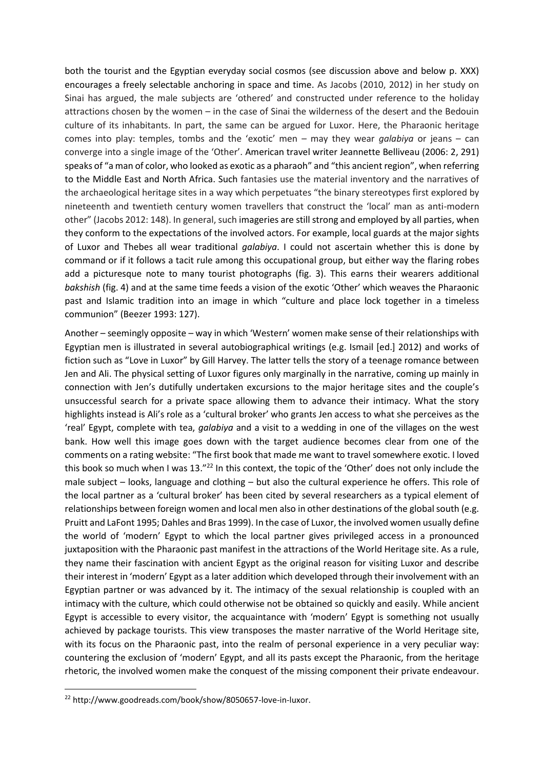both the tourist and the Egyptian everyday social cosmos (see discussion above and below p. XXX) encourages a freely selectable anchoring in space and time. As Jacobs (2010, 2012) in her study on Sinai has argued, the male subjects are 'othered' and constructed under reference to the holiday attractions chosen by the women – in the case of Sinai the wilderness of the desert and the Bedouin culture of its inhabitants. In part, the same can be argued for Luxor. Here, the Pharaonic heritage comes into play: temples, tombs and the 'exotic' men – may they wear *galabiya* or jeans – can converge into a single image of the 'Other'. American travel writer Jeannette Belliveau (2006: 2, 291) speaks of "a man of color, who looked as exotic as a pharaoh" and "this ancient region", when referring to the Middle East and North Africa. Such fantasies use the material inventory and the narratives of the archaeological heritage sites in a way which perpetuates "the binary stereotypes first explored by nineteenth and twentieth century women travellers that construct the 'local' man as anti-modern other" (Jacobs 2012: 148). In general, such imageries are still strong and employed by all parties, when they conform to the expectations of the involved actors. For example, local guards at the major sights of Luxor and Thebes all wear traditional *galabiya*. I could not ascertain whether this is done by command or if it follows a tacit rule among this occupational group, but either way the flaring robes add a picturesque note to many tourist photographs (fig. 3). This earns their wearers additional *bakshish* (fig. 4) and at the same time feeds a vision of the exotic 'Other' which weaves the Pharaonic past and Islamic tradition into an image in which "culture and place lock together in a timeless communion" (Beezer 1993: 127).

Another – seemingly opposite – way in which 'Western' women make sense of their relationships with Egyptian men is illustrated in several autobiographical writings (e.g. Ismail [ed.] 2012) and works of fiction such as "Love in Luxor" by Gill Harvey. The latter tells the story of a teenage romance between Jen and Ali. The physical setting of Luxor figures only marginally in the narrative, coming up mainly in connection with Jen's dutifully undertaken excursions to the major heritage sites and the couple's unsuccessful search for a private space allowing them to advance their intimacy. What the story highlights instead is Ali's role as a 'cultural broker' who grants Jen access to what she perceives as the 'real' Egypt, complete with tea, *galabiya* and a visit to a wedding in one of the villages on the west bank. How well this image goes down with the target audience becomes clear from one of the comments on a rating website: "The first book that made me want to travel somewhere exotic. I loved this book so much when I was 13."[22] In this context, the topic of the 'Other' does not only include the male subject – looks, language and clothing – but also the cultural experience he offers. This role of the local partner as a 'cultural broker' has been cited by several researchers as a typical element of relationships between foreign women and local men also in other destinations of the global south (e.g. Pruitt and LaFont 1995; Dahles and Bras 1999). In the case of Luxor, the involved women usually define the world of 'modern' Egypt to which the local partner gives privileged access in a pronounced juxtaposition with the Pharaonic past manifest in the attractions of the World Heritage site. As a rule, they name their fascination with ancient Egypt as the original reason for visiting Luxor and describe their interest in 'modern' Egypt as a later addition which developed through their involvement with an Egyptian partner or was advanced by it. The intimacy of the sexual relationship is coupled with an intimacy with the culture, which could otherwise not be obtained so quickly and easily. While ancient Egypt is accessible to every visitor, the acquaintance with 'modern' Egypt is something not usually achieved by package tourists. This view transposes the master narrative of the World Heritage site, with its focus on the Pharaonic past, into the realm of personal experience in a very peculiar way: countering the exclusion of 'modern' Egypt, and all its pasts except the Pharaonic, from the heritage rhetoric, the involved women make the conquest of the missing component their private endeavour.

[22] http://www.goodreads.com/book/show/8050657-love-in-luxor.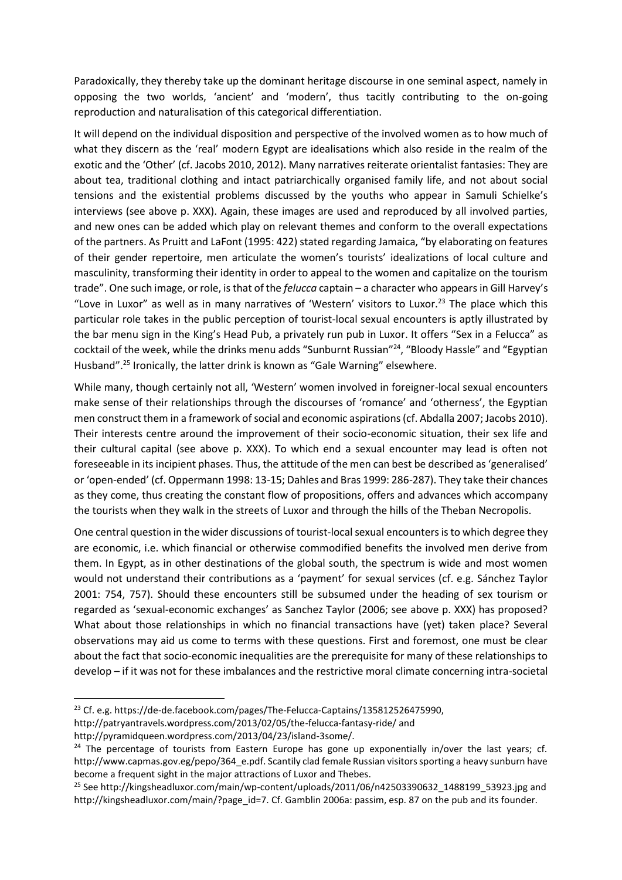Paradoxically, they thereby take up the dominant heritage discourse in one seminal aspect, namely in opposing the two worlds, 'ancient' and 'modern', thus tacitly contributing to the on-going reproduction and naturalisation of this categorical differentiation.

It will depend on the individual disposition and perspective of the involved women as to how much of what they discern as the 'real' modern Egypt are idealisations which also reside in the realm of the exotic and the 'Other' (cf. Jacobs 2010, 2012). Many narratives reiterate orientalist fantasies: They are about tea, traditional clothing and intact patriarchically organised family life, and not about social tensions and the existential problems discussed by the youths who appear in Samuli Schielke's interviews (see above p. XXX). Again, these images are used and reproduced by all involved parties, and new ones can be added which play on relevant themes and conform to the overall expectations of the partners. As Pruitt and LaFont (1995: 422) stated regarding Jamaica, "by elaborating on features of their gender repertoire, men articulate the women's tourists' idealizations of local culture and masculinity, transforming their identity in order to appeal to the women and capitalize on the tourism trade". One such image, or role, is that of the *felucca* captain – a character who appears in Gill Harvey's "Love in Luxor" as well as in many narratives of 'Western' visitors to Luxor.[23] The place which this particular role takes in the public perception of tourist-local sexual encounters is aptly illustrated by the bar menu sign in the King's Head Pub, a privately run pub in Luxor. It offers "Sex in a Felucca" as cocktail of the week, while the drinks menu adds "Sunburnt Russian"[24], "Bloody Hassle" and "Egyptian Husband".[25] Ironically, the latter drink is known as "Gale Warning" elsewhere.

While many, though certainly not all, 'Western' women involved in foreigner-local sexual encounters make sense of their relationships through the discourses of 'romance' and 'otherness', the Egyptian men construct them in a framework of social and economic aspirations (cf. Abdalla 2007; Jacobs 2010). Their interests centre around the improvement of their socio-economic situation, their sex life and their cultural capital (see above p. XXX). To which end a sexual encounter may lead is often not foreseeable in its incipient phases. Thus, the attitude of the men can best be described as 'generalised' or 'open-ended' (cf. Oppermann 1998: 13-15; Dahles and Bras 1999: 286-287). They take their chances as they come, thus creating the constant flow of propositions, offers and advances which accompany the tourists when they walk in the streets of Luxor and through the hills of the Theban Necropolis.

One central question in the wider discussions of tourist-local sexual encounters is to which degree they are economic, i.e. which financial or otherwise commodified benefits the involved men derive from them. In Egypt, as in other destinations of the global south, the spectrum is wide and most women would not understand their contributions as a 'payment' for sexual services (cf. e.g. Sánchez Taylor 2001: 754, 757). Should these encounters still be subsumed under the heading of sex tourism or regarded as 'sexual-economic exchanges' as Sanchez Taylor (2006; see above p. XXX) has proposed? What about those relationships in which no financial transactions have (yet) taken place? Several observations may aid us come to terms with these questions. First and foremost, one must be clear about the fact that socio-economic inequalities are the prerequisite for many of these relationships to develop – if it was not for these imbalances and the restrictive moral climate concerning intra-societal

[23] Cf. e.g. https://de-de.facebook.com/pages/The-Felucca-Captains/135812526475990, http://patryantravels.wordpress.com/2013/02/05/the-felucca-fantasy-ride/ and http://pyramidqueen.wordpress.com/2013/04/23/island-3some/.

[24] The percentage of tourists from Eastern Europe has gone up exponentially in/over the last years; cf. http://www.capmas.gov.eg/pepo/364_e.pdf. Scantily clad female Russian visitors sporting a heavy sunburn have become a frequent sight in the major attractions of Luxor and Thebes.

[25] See http://kingsheadluxor.com/main/wp-content/uploads/2011/06/n42503390632_1488199_53923.jpg and http://kingsheadluxor.com/main/?page_id=7. Cf. Gamblin 2006a: passim, esp. 87 on the pub and its founder.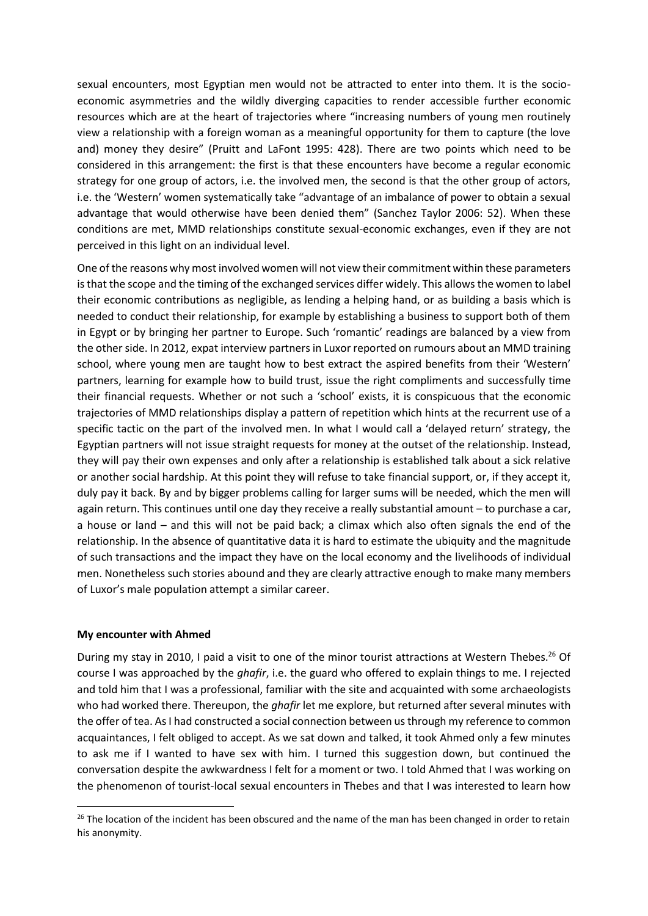sexual encounters, most Egyptian men would not be attracted to enter into them. It is the socio-economic asymmetries and the wildly diverging capacities to render accessible further economic resources which are at the heart of trajectories where "increasing numbers of young men routinely view a relationship with a foreign woman as a meaningful opportunity for them to capture (the love and) money they desire" (Pruitt and LaFont 1995: 428). There are two points which need to be considered in this arrangement: the first is that these encounters have become a regular economic strategy for one group of actors, i.e. the involved men, the second is that the other group of actors, i.e. the 'Western' women systematically take "advantage of an imbalance of power to obtain a sexual advantage that would otherwise have been denied them" (Sanchez Taylor 2006: 52). When these conditions are met, MMD relationships constitute sexual-economic exchanges, even if they are not perceived in this light on an individual level.

One of the reasons why most involved women will not view their commitment within these parameters is that the scope and the timing of the exchanged services differ widely. This allows the women to label their economic contributions as negligible, as lending a helping hand, or as building a basis which is needed to conduct their relationship, for example by establishing a business to support both of them in Egypt or by bringing her partner to Europe. Such 'romantic' readings are balanced by a view from the other side. In 2012, expat interview partners in Luxor reported on rumours about an MMD training school, where young men are taught how to best extract the aspired benefits from their 'Western' partners, learning for example how to build trust, issue the right compliments and successfully time their financial requests. Whether or not such a 'school' exists, it is conspicuous that the economic trajectories of MMD relationships display a pattern of repetition which hints at the recurrent use of a specific tactic on the part of the involved men. In what I would call a 'delayed return' strategy, the Egyptian partners will not issue straight requests for money at the outset of the relationship. Instead, they will pay their own expenses and only after a relationship is established talk about a sick relative or another social hardship. At this point they will refuse to take financial support, or, if they accept it, duly pay it back. By and by bigger problems calling for larger sums will be needed, which the men will again return. This continues until one day they receive a really substantial amount – to purchase a car, a house or land – and this will not be paid back; a climax which also often signals the end of the relationship. In the absence of quantitative data it is hard to estimate the ubiquity and the magnitude of such transactions and the impact they have on the local economy and the livelihoods of individual men. Nonetheless such stories abound and they are clearly attractive enough to make many members of Luxor's male population attempt a similar career.

**My encounter with Ahmed**

During my stay in 2010, I paid a visit to one of the minor tourist attractions at Western Thebes.[26] Of course I was approached by the *ghafir*, i.e. the guard who offered to explain things to me. I rejected and told him that I was a professional, familiar with the site and acquainted with some archaeologists who had worked there. Thereupon, the *ghafir* let me explore, but returned after several minutes with the offer of tea. As I had constructed a social connection between us through my reference to common acquaintances, I felt obliged to accept. As we sat down and talked, it took Ahmed only a few minutes to ask me if I wanted to have sex with him. I turned this suggestion down, but continued the conversation despite the awkwardness I felt for a moment or two. I told Ahmed that I was working on the phenomenon of tourist-local sexual encounters in Thebes and that I was interested to learn how

[26] The location of the incident has been obscured and the name of the man has been changed in order to retain his anonymity.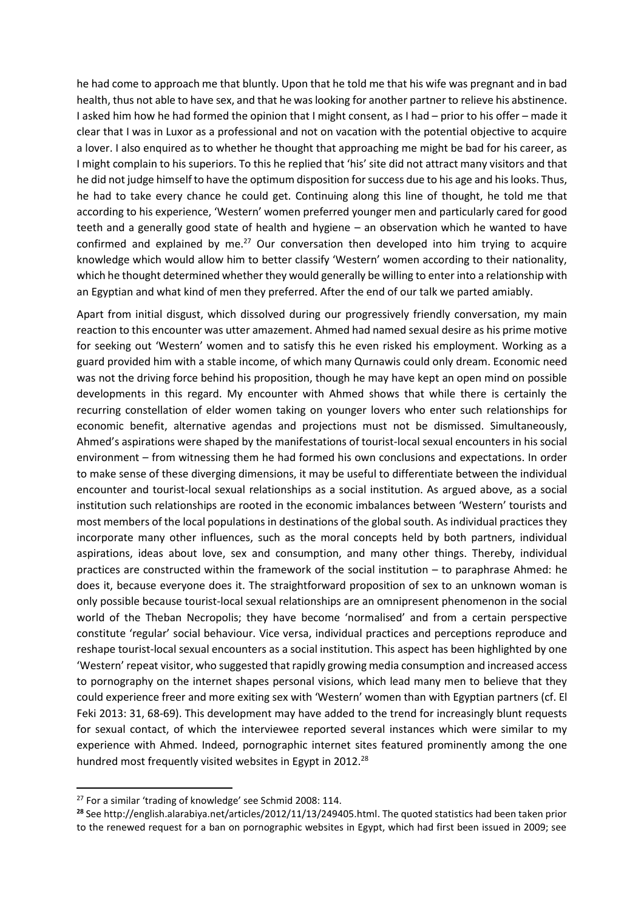he had come to approach me that bluntly. Upon that he told me that his wife was pregnant and in bad health, thus not able to have sex, and that he was looking for another partner to relieve his abstinence. I asked him how he had formed the opinion that I might consent, as I had – prior to his offer – made it clear that I was in Luxor as a professional and not on vacation with the potential objective to acquire a lover. I also enquired as to whether he thought that approaching me might be bad for his career, as I might complain to his superiors. To this he replied that 'his' site did not attract many visitors and that he did not judge himself to have the optimum disposition for success due to his age and his looks. Thus, he had to take every chance he could get. Continuing along this line of thought, he told me that according to his experience, 'Western' women preferred younger men and particularly cared for good teeth and a generally good state of health and hygiene – an observation which he wanted to have confirmed and explained by me.[27] Our conversation then developed into him trying to acquire knowledge which would allow him to better classify 'Western' women according to their nationality, which he thought determined whether they would generally be willing to enter into a relationship with an Egyptian and what kind of men they preferred. After the end of our talk we parted amiably.

Apart from initial disgust, which dissolved during our progressively friendly conversation, my main reaction to this encounter was utter amazement. Ahmed had named sexual desire as his prime motive for seeking out 'Western' women and to satisfy this he even risked his employment. Working as a guard provided him with a stable income, of which many Qurnawis could only dream. Economic need was not the driving force behind his proposition, though he may have kept an open mind on possible developments in this regard. My encounter with Ahmed shows that while there is certainly the recurring constellation of elder women taking on younger lovers who enter such relationships for economic benefit, alternative agendas and projections must not be dismissed. Simultaneously, Ahmed's aspirations were shaped by the manifestations of tourist-local sexual encounters in his social environment – from witnessing them he had formed his own conclusions and expectations. In order to make sense of these diverging dimensions, it may be useful to differentiate between the individual encounter and tourist-local sexual relationships as a social institution. As argued above, as a social institution such relationships are rooted in the economic imbalances between 'Western' tourists and most members of the local populations in destinations of the global south. As individual practices they incorporate many other influences, such as the moral concepts held by both partners, individual aspirations, ideas about love, sex and consumption, and many other things. Thereby, individual practices are constructed within the framework of the social institution – to paraphrase Ahmed: he does it, because everyone does it. The straightforward proposition of sex to an unknown woman is only possible because tourist-local sexual relationships are an omnipresent phenomenon in the social world of the Theban Necropolis; they have become 'normalised' and from a certain perspective constitute 'regular' social behaviour. Vice versa, individual practices and perceptions reproduce and reshape tourist-local sexual encounters as a social institution. This aspect has been highlighted by one 'Western' repeat visitor, who suggested that rapidly growing media consumption and increased access to pornography on the internet shapes personal visions, which lead many men to believe that they could experience freer and more exiting sex with 'Western' women than with Egyptian partners (cf. El Feki 2013: 31, 68-69). This development may have added to the trend for increasingly blunt requests for sexual contact, of which the interviewee reported several instances which were similar to my experience with Ahmed. Indeed, pornographic internet sites featured prominently among the one hundred most frequently visited websites in Egypt in 2012.[28]

---

[27] For a similar 'trading of knowledge' see Schmid 2008: 114.

[28] See http://english.alarabiya.net/articles/2012/11/13/249405.html. The quoted statistics had been taken prior to the renewed request for a ban on pornographic websites in Egypt, which had first been issued in 2009; see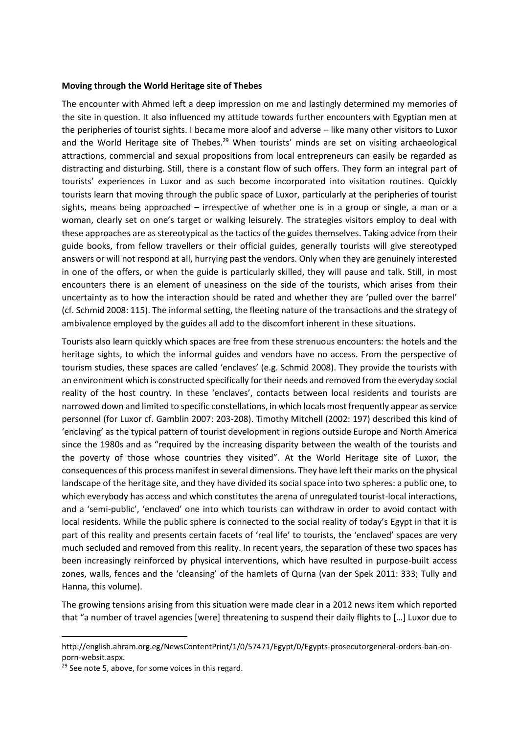**Moving through the World Heritage site of Thebes**

The encounter with Ahmed left a deep impression on me and lastingly determined my memories of the site in question. It also influenced my attitude towards further encounters with Egyptian men at the peripheries of tourist sights. I became more aloof and adverse – like many other visitors to Luxor and the World Heritage site of Thebes.[29] When tourists' minds are set on visiting archaeological attractions, commercial and sexual propositions from local entrepreneurs can easily be regarded as distracting and disturbing. Still, there is a constant flow of such offers. They form an integral part of tourists' experiences in Luxor and as such become incorporated into visitation routines. Quickly tourists learn that moving through the public space of Luxor, particularly at the peripheries of tourist sights, means being approached – irrespective of whether one is in a group or single, a man or a woman, clearly set on one's target or walking leisurely. The strategies visitors employ to deal with these approaches are as stereotypical as the tactics of the guides themselves. Taking advice from their guide books, from fellow travellers or their official guides, generally tourists will give stereotyped answers or will not respond at all, hurrying past the vendors. Only when they are genuinely interested in one of the offers, or when the guide is particularly skilled, they will pause and talk. Still, in most encounters there is an element of uneasiness on the side of the tourists, which arises from their uncertainty as to how the interaction should be rated and whether they are 'pulled over the barrel' (cf. Schmid 2008: 115). The informal setting, the fleeting nature of the transactions and the strategy of ambivalence employed by the guides all add to the discomfort inherent in these situations.

Tourists also learn quickly which spaces are free from these strenuous encounters: the hotels and the heritage sights, to which the informal guides and vendors have no access. From the perspective of tourism studies, these spaces are called 'enclaves' (e.g. Schmid 2008). They provide the tourists with an environment which is constructed specifically for their needs and removed from the everyday social reality of the host country. In these 'enclaves', contacts between local residents and tourists are narrowed down and limited to specific constellations, in which locals most frequently appear as service personnel (for Luxor cf. Gamblin 2007: 203-208). Timothy Mitchell (2002: 197) described this kind of 'enclaving' as the typical pattern of tourist development in regions outside Europe and North America since the 1980s and as "required by the increasing disparity between the wealth of the tourists and the poverty of those whose countries they visited". At the World Heritage site of Luxor, the consequences of this process manifest in several dimensions. They have left their marks on the physical landscape of the heritage site, and they have divided its social space into two spheres: a public one, to which everybody has access and which constitutes the arena of unregulated tourist-local interactions, and a 'semi-public', 'enclaved' one into which tourists can withdraw in order to avoid contact with local residents. While the public sphere is connected to the social reality of today's Egypt in that it is part of this reality and presents certain facets of 'real life' to tourists, the 'enclaved' spaces are very much secluded and removed from this reality. In recent years, the separation of these two spaces has been increasingly reinforced by physical interventions, which have resulted in purpose-built access zones, walls, fences and the 'cleansing' of the hamlets of Qurna (van der Spek 2011: 333; Tully and Hanna, this volume).

The growing tensions arising from this situation were made clear in a 2012 news item which reported that "a number of travel agencies [were] threatening to suspend their daily flights to […] Luxor due to

---

http://english.ahram.org.eg/NewsContentPrint/1/0/57471/Egypt/0/Egypts-prosecutorgeneral-orders-ban-on-porn-websit.aspx.

[29] See note 5, above, for some voices in this regard.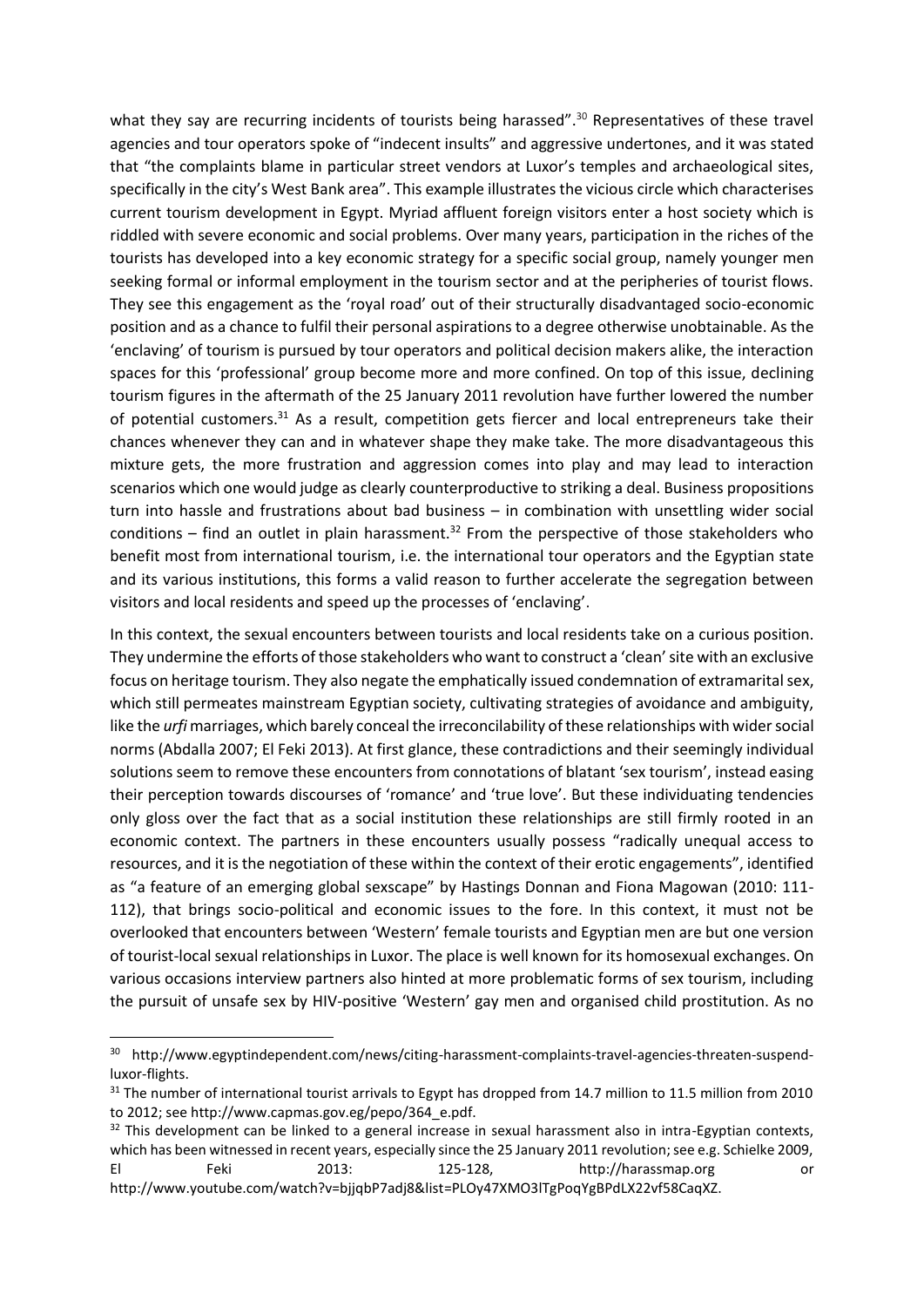what they say are recurring incidents of tourists being harassed".[30] Representatives of these travel agencies and tour operators spoke of "indecent insults" and aggressive undertones, and it was stated that "the complaints blame in particular street vendors at Luxor's temples and archaeological sites, specifically in the city's West Bank area". This example illustrates the vicious circle which characterises current tourism development in Egypt. Myriad affluent foreign visitors enter a host society which is riddled with severe economic and social problems. Over many years, participation in the riches of the tourists has developed into a key economic strategy for a specific social group, namely younger men seeking formal or informal employment in the tourism sector and at the peripheries of tourist flows. They see this engagement as the 'royal road' out of their structurally disadvantaged socio-economic position and as a chance to fulfil their personal aspirations to a degree otherwise unobtainable. As the 'enclaving' of tourism is pursued by tour operators and political decision makers alike, the interaction spaces for this 'professional' group become more and more confined. On top of this issue, declining tourism figures in the aftermath of the 25 January 2011 revolution have further lowered the number of potential customers.[31] As a result, competition gets fiercer and local entrepreneurs take their chances whenever they can and in whatever shape they make take. The more disadvantageous this mixture gets, the more frustration and aggression comes into play and may lead to interaction scenarios which one would judge as clearly counterproductive to striking a deal. Business propositions turn into hassle and frustrations about bad business – in combination with unsettling wider social conditions – find an outlet in plain harassment.[32] From the perspective of those stakeholders who benefit most from international tourism, i.e. the international tour operators and the Egyptian state and its various institutions, this forms a valid reason to further accelerate the segregation between visitors and local residents and speed up the processes of 'enclaving'.

In this context, the sexual encounters between tourists and local residents take on a curious position. They undermine the efforts of those stakeholders who want to construct a 'clean' site with an exclusive focus on heritage tourism. They also negate the emphatically issued condemnation of extramarital sex, which still permeates mainstream Egyptian society, cultivating strategies of avoidance and ambiguity, like the *urfi* marriages, which barely conceal the irreconcilability of these relationships with wider social norms (Abdalla 2007; El Feki 2013). At first glance, these contradictions and their seemingly individual solutions seem to remove these encounters from connotations of blatant 'sex tourism', instead easing their perception towards discourses of 'romance' and 'true love'. But these individuating tendencies only gloss over the fact that as a social institution these relationships are still firmly rooted in an economic context. The partners in these encounters usually possess "radically unequal access to resources, and it is the negotiation of these within the context of their erotic engagements", identified as "a feature of an emerging global sexscape" by Hastings Donnan and Fiona Magowan (2010: 111-112), that brings socio-political and economic issues to the fore. In this context, it must not be overlooked that encounters between 'Western' female tourists and Egyptian men are but one version of tourist-local sexual relationships in Luxor. The place is well known for its homosexual exchanges. On various occasions interview partners also hinted at more problematic forms of sex tourism, including the pursuit of unsafe sex by HIV-positive 'Western' gay men and organised child prostitution. As no

---

[30] http://www.egyptindependent.com/news/citing-harassment-complaints-travel-agencies-threaten-suspend-luxor-flights.

[31] The number of international tourist arrivals to Egypt has dropped from 14.7 million to 11.5 million from 2010 to 2012; see http://www.capmas.gov.eg/pepo/364_e.pdf.

[32] This development can be linked to a general increase in sexual harassment also in intra-Egyptian contexts, which has been witnessed in recent years, especially since the 25 January 2011 revolution; see e.g. Schielke 2009, El Feki 2013: 125-128, http://harassmap.org or http://www.youtube.com/watch?v=bjjqbP7adj8&list=PLOy47XMO3lTgPoqYgBPdLX22vf58CaqXZ.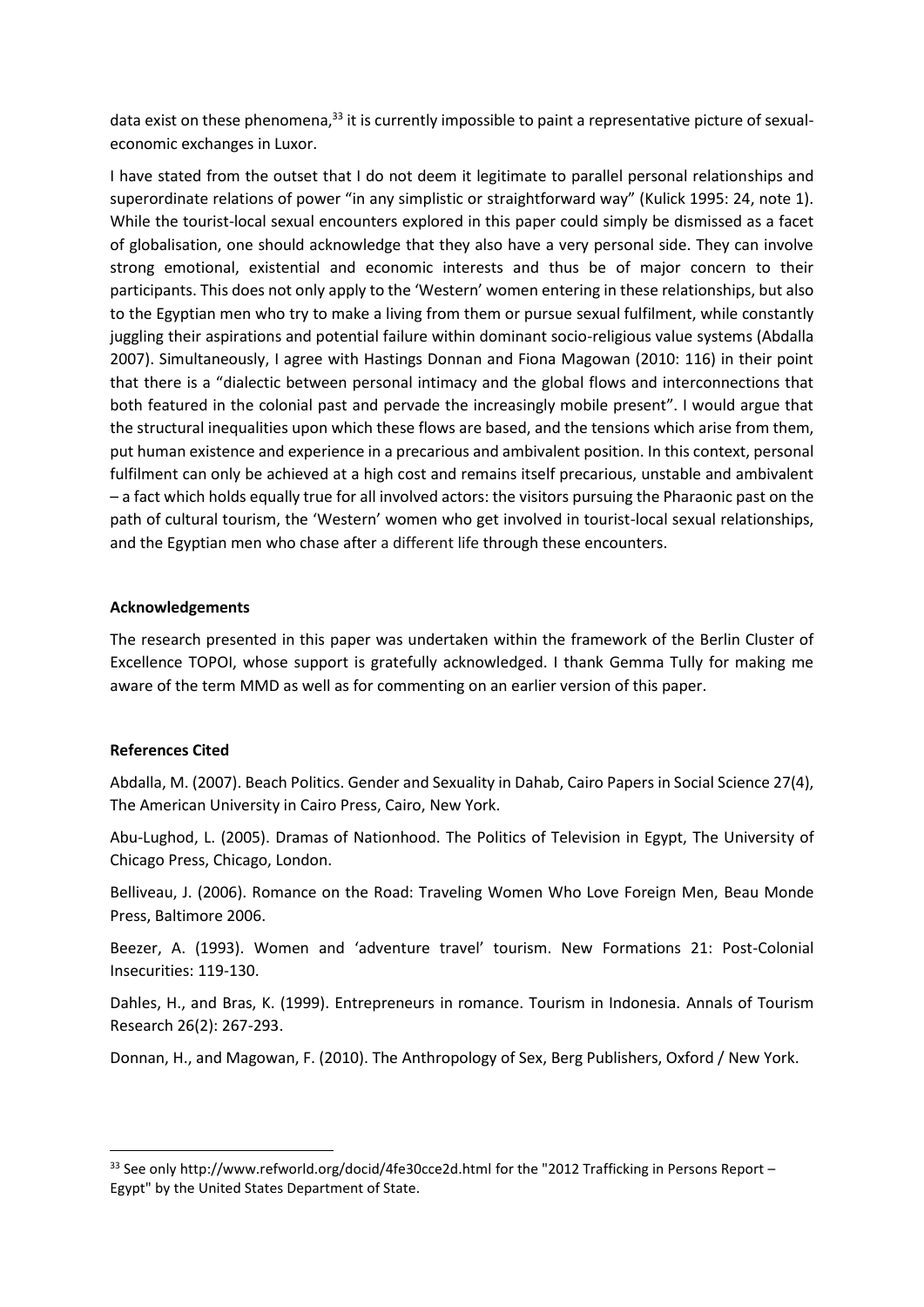data exist on these phenomena,[33] it is currently impossible to paint a representative picture of sexual-economic exchanges in Luxor.

I have stated from the outset that I do not deem it legitimate to parallel personal relationships and superordinate relations of power "in any simplistic or straightforward way" (Kulick 1995: 24, note 1). While the tourist-local sexual encounters explored in this paper could simply be dismissed as a facet of globalisation, one should acknowledge that they also have a very personal side. They can involve strong emotional, existential and economic interests and thus be of major concern to their participants. This does not only apply to the 'Western' women entering in these relationships, but also to the Egyptian men who try to make a living from them or pursue sexual fulfilment, while constantly juggling their aspirations and potential failure within dominant socio-religious value systems (Abdalla 2007). Simultaneously, I agree with Hastings Donnan and Fiona Magowan (2010: 116) in their point that there is a "dialectic between personal intimacy and the global flows and interconnections that both featured in the colonial past and pervade the increasingly mobile present". I would argue that the structural inequalities upon which these flows are based, and the tensions which arise from them, put human existence and experience in a precarious and ambivalent position. In this context, personal fulfilment can only be achieved at a high cost and remains itself precarious, unstable and ambivalent – a fact which holds equally true for all involved actors: the visitors pursuing the Pharaonic past on the path of cultural tourism, the 'Western' women who get involved in tourist-local sexual relationships, and the Egyptian men who chase after a different life through these encounters.

## Acknowledgements

The research presented in this paper was undertaken within the framework of the Berlin Cluster of Excellence TOPOI, whose support is gratefully acknowledged. I thank Gemma Tully for making me aware of the term MMD as well as for commenting on an earlier version of this paper.

## References Cited

Abdalla, M. (2007). Beach Politics. Gender and Sexuality in Dahab, Cairo Papers in Social Science 27(4), The American University in Cairo Press, Cairo, New York.

Abu-Lughod, L. (2005). Dramas of Nationhood. The Politics of Television in Egypt, The University of Chicago Press, Chicago, London.

Belliveau, J. (2006). Romance on the Road: Traveling Women Who Love Foreign Men, Beau Monde Press, Baltimore 2006.

Beezer, A. (1993). Women and 'adventure travel' tourism. New Formations 21: Post-Colonial Insecurities: 119-130.

Dahles, H., and Bras, K. (1999). Entrepreneurs in romance. Tourism in Indonesia. Annals of Tourism Research 26(2): 267-293.

Donnan, H., and Magowan, F. (2010). The Anthropology of Sex, Berg Publishers, Oxford / New York.

---

[33] See only http://www.refworld.org/docid/4fe30cce2d.html for the "2012 Trafficking in Persons Report – Egypt" by the United States Department of State.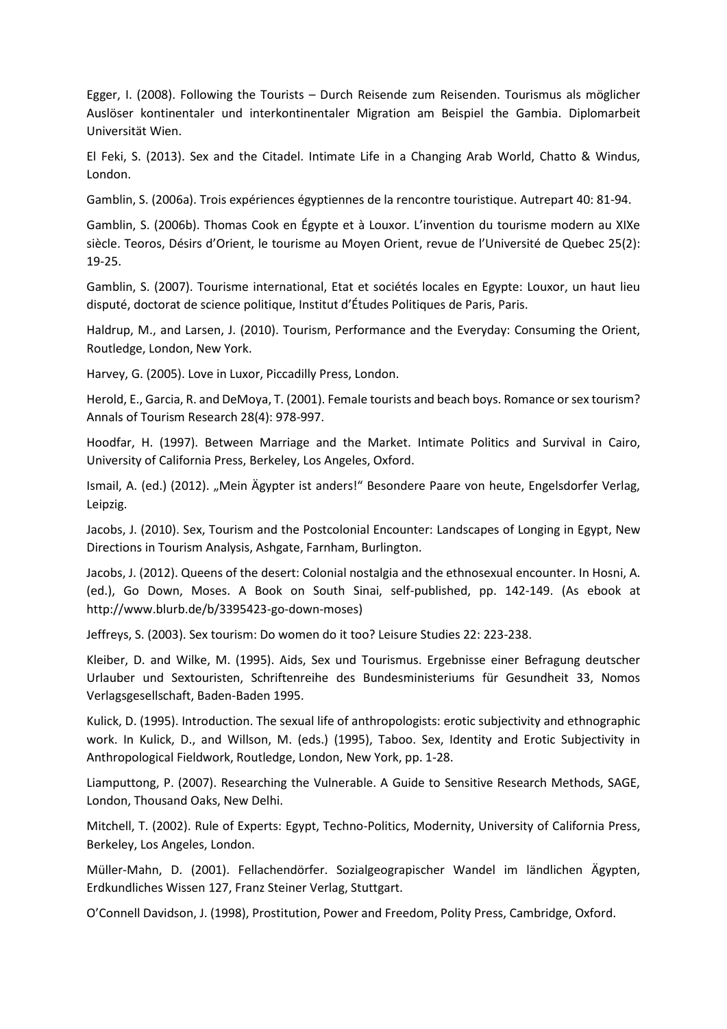Egger, I. (2008). Following the Tourists – Durch Reisende zum Reisenden. Tourismus als möglicher Auslöser kontinentaler und interkontinentaler Migration am Beispiel the Gambia. Diplomarbeit Universität Wien.

El Feki, S. (2013). Sex and the Citadel. Intimate Life in a Changing Arab World, Chatto & Windus, London.

Gamblin, S. (2006a). Trois expériences égyptiennes de la rencontre touristique. Autrepart 40: 81-94.

Gamblin, S. (2006b). Thomas Cook en Égypte et à Louxor. L'invention du tourisme modern au XIXe siècle. Teoros, Désirs d'Orient, le tourisme au Moyen Orient, revue de l'Université de Quebec 25(2): 19-25.

Gamblin, S. (2007). Tourisme international, Etat et sociétés locales en Egypte: Louxor, un haut lieu disputé, doctorat de science politique, Institut d'Études Politiques de Paris, Paris.

Haldrup, M., and Larsen, J. (2010). Tourism, Performance and the Everyday: Consuming the Orient, Routledge, London, New York.

Harvey, G. (2005). Love in Luxor, Piccadilly Press, London.

Herold, E., Garcia, R. and DeMoya, T. (2001). Female tourists and beach boys. Romance or sex tourism? Annals of Tourism Research 28(4): 978-997.

Hoodfar, H. (1997). Between Marriage and the Market. Intimate Politics and Survival in Cairo, University of California Press, Berkeley, Los Angeles, Oxford.

Ismail, A. (ed.) (2012). „Mein Ägypter ist anders!" Besondere Paare von heute, Engelsdorfer Verlag, Leipzig.

Jacobs, J. (2010). Sex, Tourism and the Postcolonial Encounter: Landscapes of Longing in Egypt, New Directions in Tourism Analysis, Ashgate, Farnham, Burlington.

Jacobs, J. (2012). Queens of the desert: Colonial nostalgia and the ethnosexual encounter. In Hosni, A. (ed.), Go Down, Moses. A Book on South Sinai, self-published, pp. 142-149. (As ebook at http://www.blurb.de/b/3395423-go-down-moses)

Jeffreys, S. (2003). Sex tourism: Do women do it too? Leisure Studies 22: 223-238.

Kleiber, D. and Wilke, M. (1995). Aids, Sex und Tourismus. Ergebnisse einer Befragung deutscher Urlauber und Sextouristen, Schriftenreihe des Bundesministeriums für Gesundheit 33, Nomos Verlagsgesellschaft, Baden-Baden 1995.

Kulick, D. (1995). Introduction. The sexual life of anthropologists: erotic subjectivity and ethnographic work. In Kulick, D., and Willson, M. (eds.) (1995), Taboo. Sex, Identity and Erotic Subjectivity in Anthropological Fieldwork, Routledge, London, New York, pp. 1-28.

Liamputtong, P. (2007). Researching the Vulnerable. A Guide to Sensitive Research Methods, SAGE, London, Thousand Oaks, New Delhi.

Mitchell, T. (2002). Rule of Experts: Egypt, Techno-Politics, Modernity, University of California Press, Berkeley, Los Angeles, London.

Müller-Mahn, D. (2001). Fellachendörfer. Sozialgeograpischer Wandel im ländlichen Ägypten, Erdkundliches Wissen 127, Franz Steiner Verlag, Stuttgart.

O'Connell Davidson, J. (1998), Prostitution, Power and Freedom, Polity Press, Cambridge, Oxford.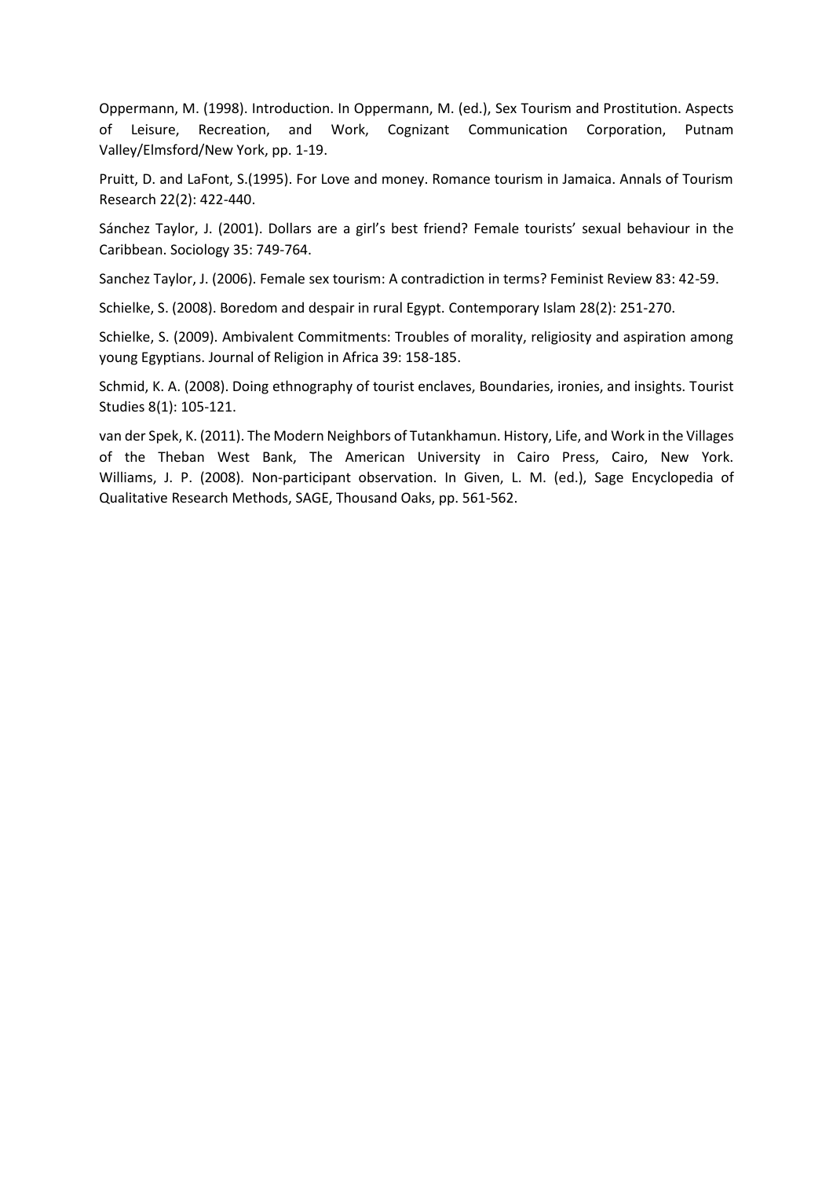Oppermann, M. (1998). Introduction. In Oppermann, M. (ed.), Sex Tourism and Prostitution. Aspects of Leisure, Recreation, and Work, Cognizant Communication Corporation, Putnam Valley/Elmsford/New York, pp. 1-19.

Pruitt, D. and LaFont, S.(1995). For Love and money. Romance tourism in Jamaica. Annals of Tourism Research 22(2): 422-440.

Sánchez Taylor, J. (2001). Dollars are a girl's best friend? Female tourists' sexual behaviour in the Caribbean. Sociology 35: 749-764.

Sanchez Taylor, J. (2006). Female sex tourism: A contradiction in terms? Feminist Review 83: 42-59.

Schielke, S. (2008). Boredom and despair in rural Egypt. Contemporary Islam 28(2): 251-270.

Schielke, S. (2009). Ambivalent Commitments: Troubles of morality, religiosity and aspiration among young Egyptians. Journal of Religion in Africa 39: 158-185.

Schmid, K. A. (2008). Doing ethnography of tourist enclaves, Boundaries, ironies, and insights. Tourist Studies 8(1): 105-121.

van der Spek, K. (2011). The Modern Neighbors of Tutankhamun. History, Life, and Work in the Villages of the Theban West Bank, The American University in Cairo Press, Cairo, New York.

Williams, J. P. (2008). Non-participant observation. In Given, L. M. (ed.), Sage Encyclopedia of Qualitative Research Methods, SAGE, Thousand Oaks, pp. 561-562.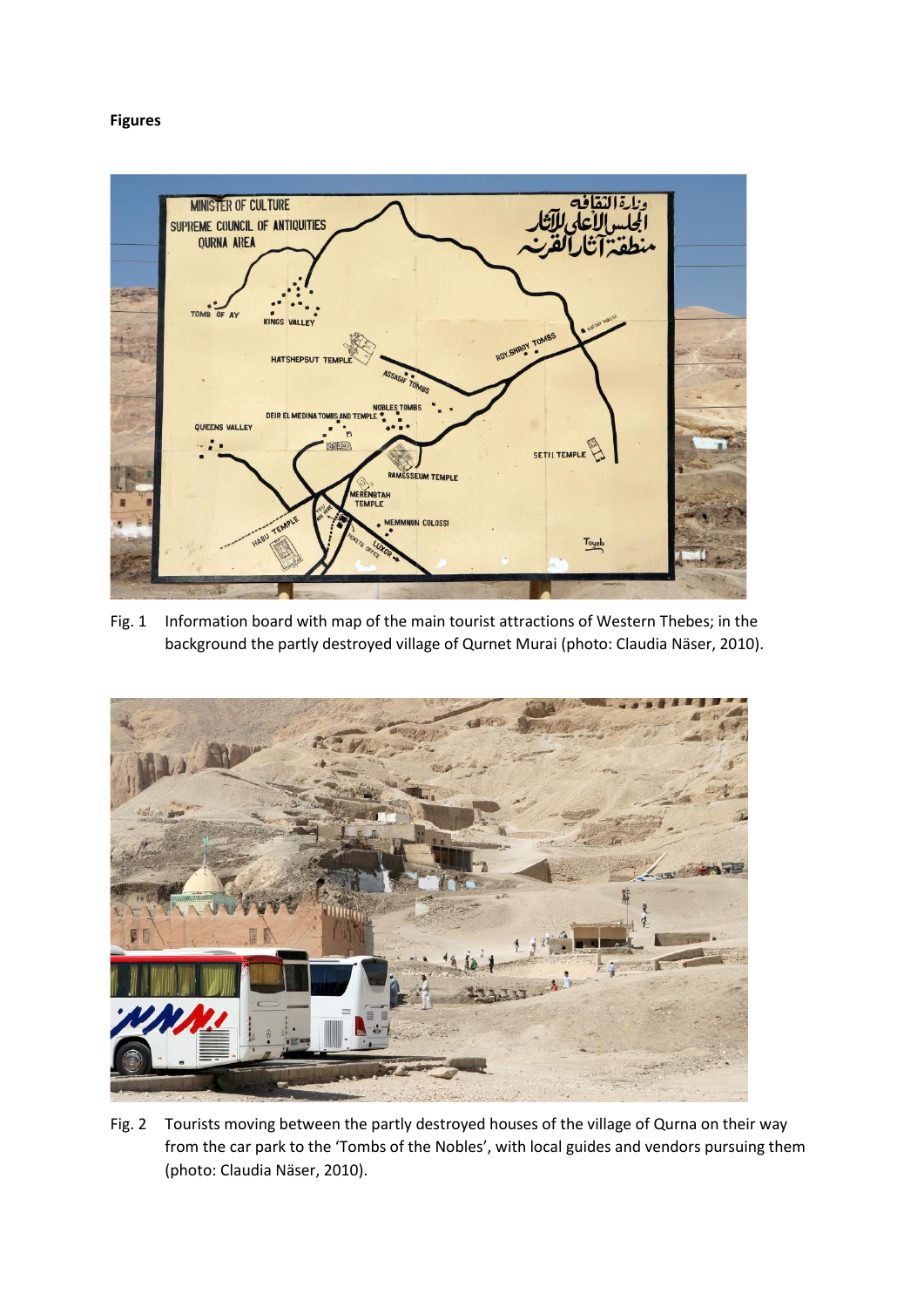**Figures**

Fig. 1 Information board with map of the main tourist attractions of Western Thebes; in the background the partly destroyed village of Qurnet Murai (photo: Claudia Näser, 2010).

Fig. 2 Tourists moving between the partly destroyed houses of the village of Qurna on their way from the car park to the 'Tombs of the Nobles', with local guides and vendors pursuing them (photo: Claudia Näser, 2010).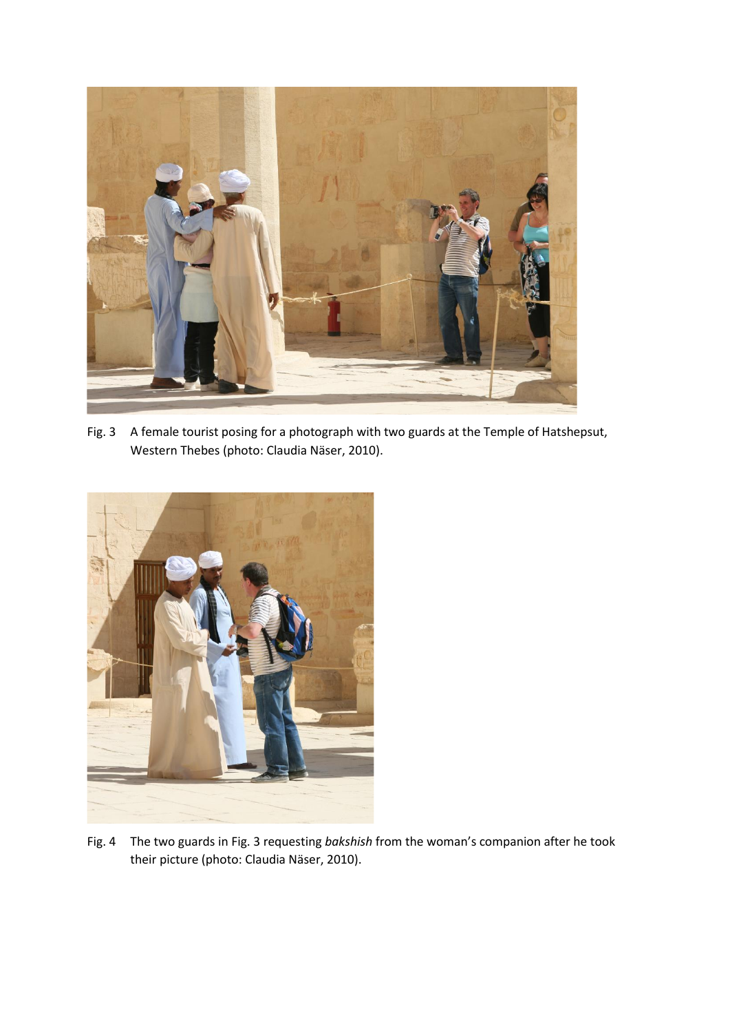Fig. 3 A female tourist posing for a photograph with two guards at the Temple of Hatshepsut, Western Thebes (photo: Claudia Näser, 2010).

Fig. 4 The two guards in Fig. 3 requesting *bakshish* from the woman's companion after he took their picture (photo: Claudia Näser, 2010).